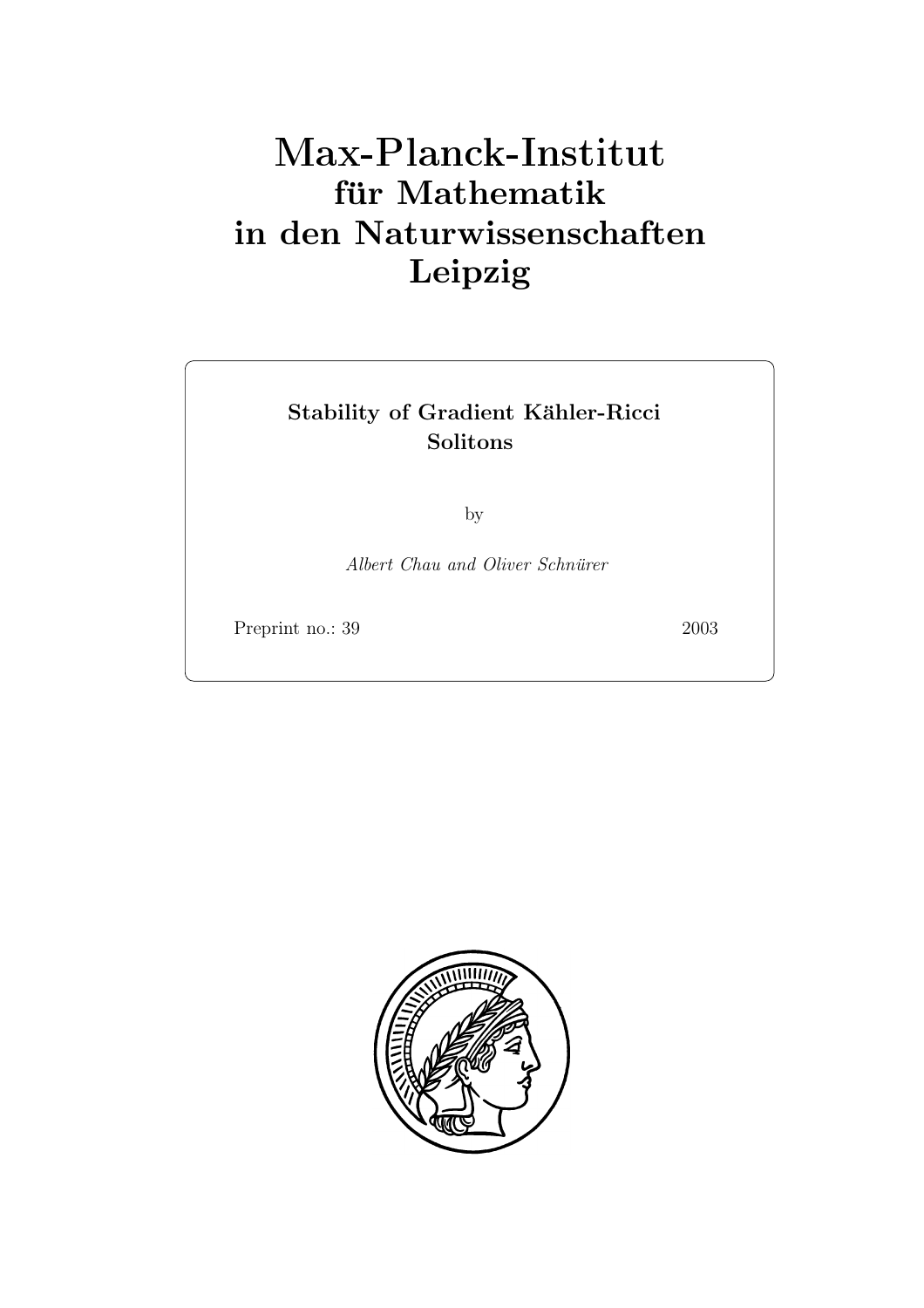# Max-Planck-Institut
## für Mathematik
## in den Naturwissenschaften
## Leipzig

**Stability of Gradient Kähler-Ricci Solitons**

by

*Albert Chau and Oliver Schnürer*

Preprint no.: 39 2003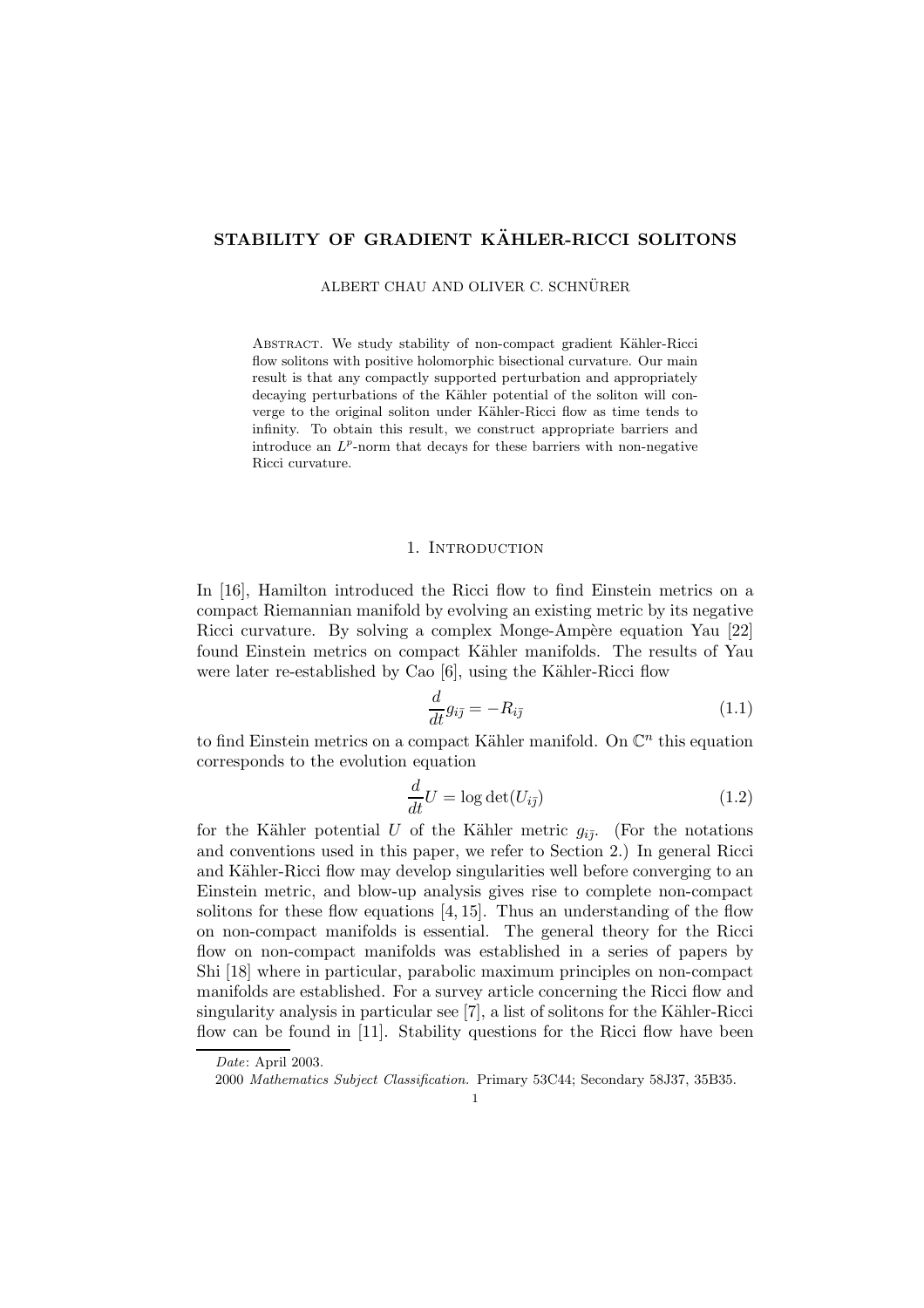# STABILITY OF GRADIENT KÄHLER-RICCI SOLITONS

ALBERT CHAU AND OLIVER C. SCHNÜRER

Abstract. We study stability of non-compact gradient Kähler-Ricci flow solitons with positive holomorphic bisectional curvature. Our main result is that any compactly supported perturbation and appropriately decaying perturbations of the Kähler potential of the soliton will converge to the original soliton under Kähler-Ricci flow as time tends to infinity. To obtain this result, we construct appropriate barriers and introduce an $L^p$-norm that decays for these barriers with non-negative Ricci curvature.

## 1. Introduction

In [16], Hamilton introduced the Ricci flow to find Einstein metrics on a compact Riemannian manifold by evolving an existing metric by its negative Ricci curvature. By solving a complex Monge-Ampère equation Yau [22] found Einstein metrics on compact Kähler manifolds. The results of Yau were later re-established by Cao [6], using the Kähler-Ricci flow

$$\frac{d}{dt}g_{i\bar{j}} = -R_{i\bar{j}} \tag{1.1}$$

to find Einstein metrics on a compact Kähler manifold. On $\mathbb{C}^n$ this equation corresponds to the evolution equation

$$\frac{d}{dt}U = \log\det(U_{i\bar{j}}) \tag{1.2}$$

for the Kähler potential $U$ of the Kähler metric $g_{i\bar{j}}$. (For the notations and conventions used in this paper, we refer to Section 2.) In general Ricci and Kähler-Ricci flow may develop singularities well before converging to an Einstein metric, and blow-up analysis gives rise to complete non-compact solitons for these flow equations [4, 15]. Thus an understanding of the flow on non-compact manifolds is essential. The general theory for the Ricci flow on non-compact manifolds was established in a series of papers by Shi [18] where in particular, parabolic maximum principles on non-compact manifolds are established. For a survey article concerning the Ricci flow and singularity analysis in particular see [7], a list of solitons for the Kähler-Ricci flow can be found in [11]. Stability questions for the Ricci flow have been

*Date*: April 2003.

2000 *Mathematics Subject Classification.* Primary 53C44; Secondary 58J37, 35B35.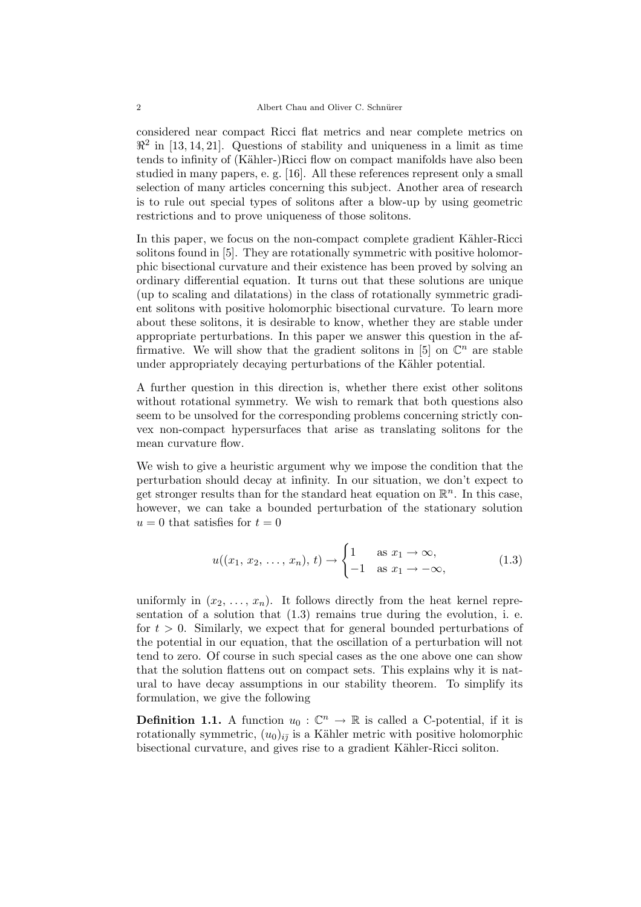considered near compact Ricci flat metrics and near complete metrics on $\Re^2$ in [13, 14, 21]. Questions of stability and uniqueness in a limit as time tends to infinity of (Kähler-)Ricci flow on compact manifolds have also been studied in many papers, e. g. [16]. All these references represent only a small selection of many articles concerning this subject. Another area of research is to rule out special types of solitons after a blow-up by using geometric restrictions and to prove uniqueness of those solitons.

In this paper, we focus on the non-compact complete gradient Kähler-Ricci solitons found in [5]. They are rotationally symmetric with positive holomorphic bisectional curvature and their existence has been proved by solving an ordinary differential equation. It turns out that these solutions are unique (up to scaling and dilatations) in the class of rotationally symmetric gradient solitons with positive holomorphic bisectional curvature. To learn more about these solitons, it is desirable to know, whether they are stable under appropriate perturbations. In this paper we answer this question in the affirmative. We will show that the gradient solitons in [5] on $\mathbb{C}^n$ are stable under appropriately decaying perturbations of the Kähler potential.

A further question in this direction is, whether there exist other solitons without rotational symmetry. We wish to remark that both questions also seem to be unsolved for the corresponding problems concerning strictly convex non-compact hypersurfaces that arise as translating solitons for the mean curvature flow.

We wish to give a heuristic argument why we impose the condition that the perturbation should decay at infinity. In our situation, we don't expect to get stronger results than for the standard heat equation on $\mathbb{R}^n$. In this case, however, we can take a bounded perturbation of the stationary solution $u = 0$ that satisfies for $t = 0$

$$u((x_1, x_2, \ldots, x_n), t) \to \begin{cases} 1 & \text{as } x_1 \to \infty, \\ -1 & \text{as } x_1 \to -\infty, \end{cases} \tag{1.3}$$

uniformly in $(x_2, \ldots, x_n)$. It follows directly from the heat kernel representation of a solution that (1.3) remains true during the evolution, i. e. for $t > 0$. Similarly, we expect that for general bounded perturbations of the potential in our equation, that the oscillation of a perturbation will not tend to zero. Of course in such special cases as the one above one can show that the solution flattens out on compact sets. This explains why it is natural to have decay assumptions in our stability theorem. To simplify its formulation, we give the following

**Definition 1.1.** A function $u_0 : \mathbb{C}^n \to \mathbb{R}$ is called a C-potential, if it is rotationally symmetric, $(u_0)_{i\bar{j}}$ is a Kähler metric with positive holomorphic bisectional curvature, and gives rise to a gradient Kähler-Ricci soliton.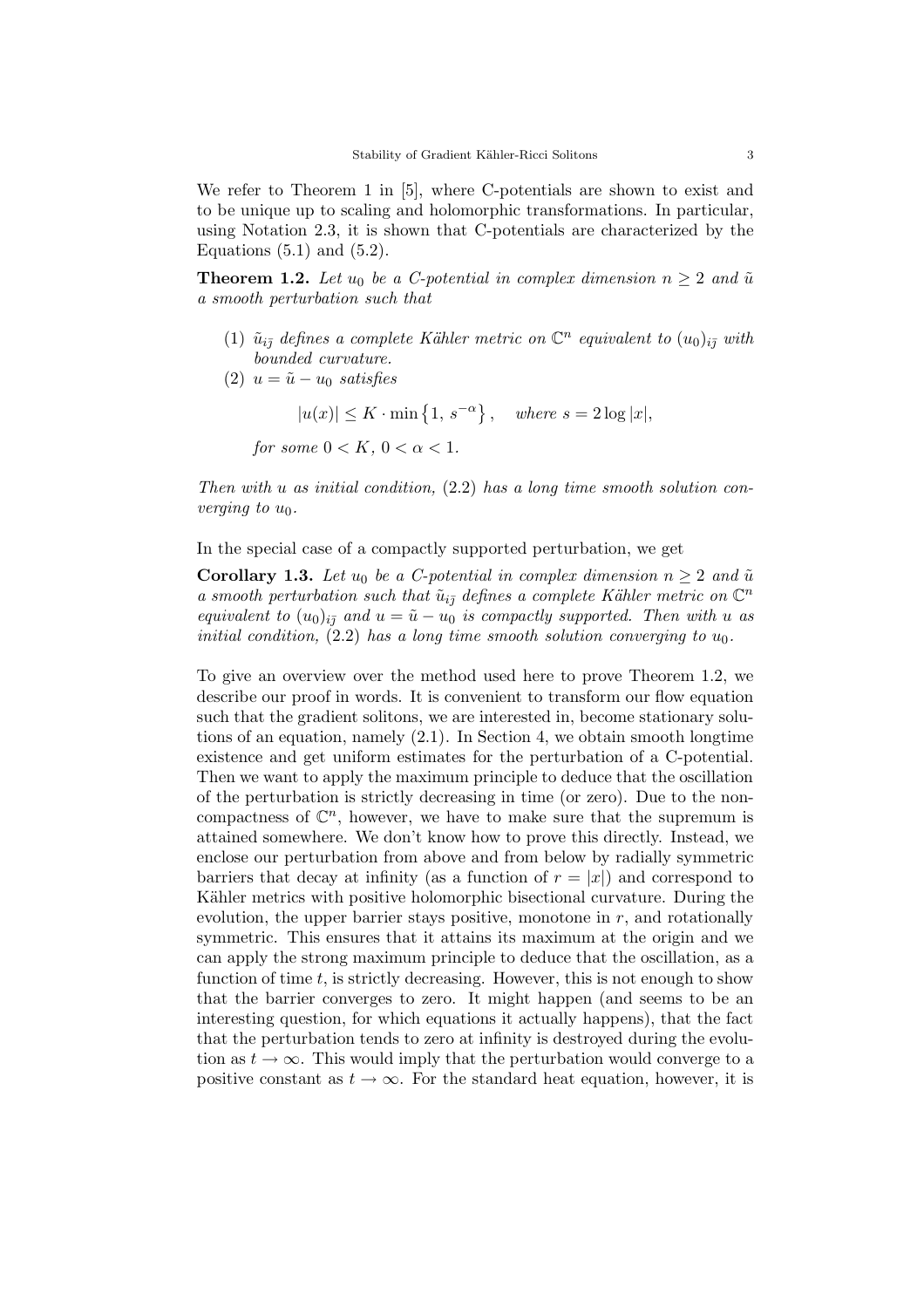We refer to Theorem 1 in [5], where C-potentials are shown to exist and to be unique up to scaling and holomorphic transformations. In particular, using Notation 2.3, it is shown that C-potentials are characterized by the Equations (5.1) and (5.2).

**Theorem 1.2.** *Let $u_0$ be a C-potential in complex dimension $n \geq 2$ and $\tilde{u}$ a smooth perturbation such that*

1. *$\tilde{u}_{i\bar{j}}$ defines a complete Kähler metric on $\mathbb{C}^n$ equivalent to $(u_0)_{i\bar{j}}$ with bounded curvature.*
2. *$u = \tilde{u} - u_0$ satisfies*

$$|u(x)| \leq K \cdot \min\left\{1,\ s^{-\alpha}\right\}, \quad \textit{where } s = 2\log|x|,$$

*for some $0 < K$, $0 < \alpha < 1$.*

*Then with $u$ as initial condition,* (2.2) *has a long time smooth solution converging to $u_0$.*

In the special case of a compactly supported perturbation, we get

**Corollary 1.3.** *Let $u_0$ be a C-potential in complex dimension $n \geq 2$ and $\tilde{u}$ a smooth perturbation such that $\tilde{u}_{i\bar{j}}$ defines a complete Kähler metric on $\mathbb{C}^n$ equivalent to $(u_0)_{i\bar{j}}$ and $u = \tilde{u} - u_0$ is compactly supported. Then with $u$ as initial condition,* (2.2) *has a long time smooth solution converging to $u_0$.*

To give an overview over the method used here to prove Theorem 1.2, we describe our proof in words. It is convenient to transform our flow equation such that the gradient solitons, we are interested in, become stationary solutions of an equation, namely (2.1). In Section 4, we obtain smooth longtime existence and get uniform estimates for the perturbation of a C-potential. Then we want to apply the maximum principle to deduce that the oscillation of the perturbation is strictly decreasing in time (or zero). Due to the non-compactness of $\mathbb{C}^n$, however, we have to make sure that the supremum is attained somewhere. We don't know how to prove this directly. Instead, we enclose our perturbation from above and from below by radially symmetric barriers that decay at infinity (as a function of $r = |x|$) and correspond to Kähler metrics with positive holomorphic bisectional curvature. During the evolution, the upper barrier stays positive, monotone in $r$, and rotationally symmetric. This ensures that it attains its maximum at the origin and we can apply the strong maximum principle to deduce that the oscillation, as a function of time $t$, is strictly decreasing. However, this is not enough to show that the barrier converges to zero. It might happen (and seems to be an interesting question, for which equations it actually happens), that the fact that the perturbation tends to zero at infinity is destroyed during the evolution as $t \to \infty$. This would imply that the perturbation would converge to a positive constant as $t \to \infty$. For the standard heat equation, however, it is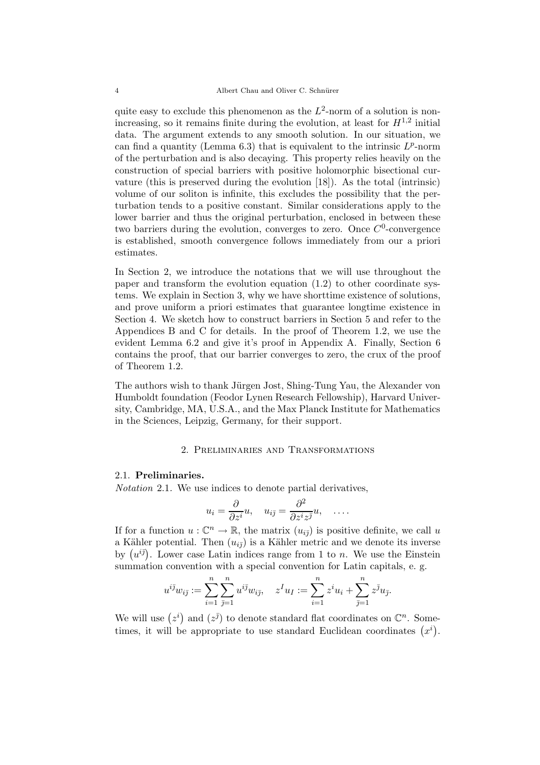quite easy to exclude this phenomenon as the $L^2$-norm of a solution is nonincreasing, so it remains finite during the evolution, at least for $H^{1,2}$ initial data. The argument extends to any smooth solution. In our situation, we can find a quantity (Lemma 6.3) that is equivalent to the intrinsic $L^p$-norm of the perturbation and is also decaying. This property relies heavily on the construction of special barriers with positive holomorphic bisectional curvature (this is preserved during the evolution [18]). As the total (intrinsic) volume of our soliton is infinite, this excludes the possibility that the perturbation tends to a positive constant. Similar considerations apply to the lower barrier and thus the original perturbation, enclosed in between these two barriers during the evolution, converges to zero. Once $C^0$-convergence is established, smooth convergence follows immediately from our a priori estimates.

In Section 2, we introduce the notations that we will use throughout the paper and transform the evolution equation (1.2) to other coordinate systems. We explain in Section 3, why we have shorttime existence of solutions, and prove uniform a priori estimates that guarantee longtime existence in Section 4. We sketch how to construct barriers in Section 5 and refer to the Appendices B and C for details. In the proof of Theorem 1.2, we use the evident Lemma 6.2 and give it's proof in Appendix A. Finally, Section 6 contains the proof, that our barrier converges to zero, the crux of the proof of Theorem 1.2.

The authors wish to thank Jürgen Jost, Shing-Tung Yau, the Alexander von Humboldt foundation (Feodor Lynen Research Fellowship), Harvard University, Cambridge, MA, U.S.A., and the Max Planck Institute for Mathematics in the Sciences, Leipzig, Germany, for their support.

## 2. Preliminaries and Transformations

### 2.1. Preliminaries.

*Notation* 2.1. We use indices to denote partial derivatives,

$$u_i = \frac{\partial}{\partial z^i} u, \quad u_{i\bar{j}} = \frac{\partial^2}{\partial z^i z^{\bar{j}}} u, \quad \ldots .$$

If for a function $u : \mathbb{C}^n \to \mathbb{R}$, the matrix $(u_{i\bar{j}})$ is positive definite, we call $u$ a Kähler potential. Then $(u_{i\bar{j}})$ is a Kähler metric and we denote its inverse by $\left(u^{i\bar{j}}\right)$. Lower case Latin indices range from 1 to $n$. We use the Einstein summation convention with a special convention for Latin capitals, e. g.

$$u^{i\bar{j}} w_{i\bar{j}} := \sum_{i=1}^{n} \sum_{\bar{j}=1}^{n} u^{i\bar{j}} w_{i\bar{j}}, \quad z^I u_I := \sum_{i=1}^{n} z^i u_i + \sum_{\bar{j}=1}^{n} z^{\bar{j}} u_{\bar{j}}.$$

We will use $\left(z^i\right)$ and $\left(z^{\bar{j}}\right)$ to denote standard flat coordinates on $\mathbb{C}^n$. Sometimes, it will be appropriate to use standard Euclidean coordinates $\left(x^i\right)$.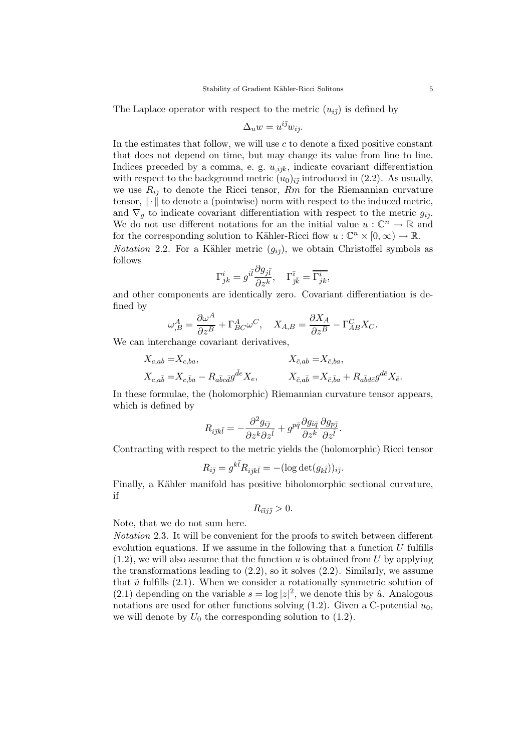The Laplace operator with respect to the metric $(u_{i\bar{j}})$ is defined by

$$\Delta_u w = u^{i\bar{j}} w_{i\bar{j}}.$$

In the estimates that follow, we will use $c$ to denote a fixed positive constant that does not depend on time, but may change its value from line to line. Indices preceded by a comma, e. g. $u_{,i\bar{j}k}$, indicate covariant differentiation with respect to the background metric $(u_0)_{i\bar{j}}$ introduced in (2.2). As usually, we use $R_{i\bar{j}}$ to denote the Ricci tensor, $Rm$ for the Riemannian curvature tensor, $\|\cdot\|$ to denote a (pointwise) norm with respect to the induced metric, and $\nabla_g$ to indicate covariant differentiation with respect to the metric $g_{i\bar{j}}$. We do not use different notations for an the initial value $u : \mathbb{C}^n \to \mathbb{R}$ and for the corresponding solution to Kähler-Ricci flow $u : \mathbb{C}^n \times [0, \infty) \to \mathbb{R}$.

*Notation* 2.2. For a Kähler metric $(g_{i\bar{j}})$, we obtain Christoffel symbols as follows

$$\Gamma^i_{jk} = g^{i\bar{l}} \frac{\partial g_{j\bar{l}}}{\partial z^k}, \quad \Gamma^{\bar{i}}_{\bar{j}\bar{k}} = \overline{\Gamma^i_{jk}},$$

and other components are identically zero. Covariant differentiation is defined by

$$\omega^A_{;B} = \frac{\partial \omega^A}{\partial z^B} + \Gamma^A_{BC}\omega^C, \quad X_{A,B} = \frac{\partial X_A}{\partial z^B} - \Gamma^C_{AB} X_C.$$

We can interchange covariant derivatives,

$$\begin{aligned} X_{c,ab} &= X_{c,ba}, & X_{\bar{c},ab} &= X_{\bar{c},ba}, \\ X_{c,a\bar{b}} &= X_{c,\bar{b}a} - R_{a\bar{b}c\bar{d}} g^{\bar{d}e} X_e, & X_{\bar{c},a\bar{b}} &= X_{\bar{c},\bar{b}a} + R_{a\bar{b}d\bar{c}} g^{d\bar{e}} X_{\bar{e}}. \end{aligned}$$

In these formulae, the (holomorphic) Riemannian curvature tensor appears, which is defined by

$$R_{i\bar{j}k\bar{l}} = -\frac{\partial^2 g_{i\bar{j}}}{\partial z^k \partial z^{\bar{l}}} + g^{p\bar{q}} \frac{\partial g_{i\bar{q}}}{\partial z^k} \frac{\partial g_{p\bar{j}}}{\partial z^{\bar{l}}}.$$

Contracting with respect to the metric yields the (holomorphic) Ricci tensor

$$R_{i\bar{j}} = g^{k\bar{l}} R_{i\bar{j}k\bar{l}} = -(\log \det(g_{k\bar{l}}))_{i\bar{j}}.$$

Finally, a Kähler manifold has positive biholomorphic sectional curvature, if

$$R_{i\bar{i}j\bar{j}} > 0.$$

Note, that we do not sum here.

*Notation* 2.3. It will be convenient for the proofs to switch between different evolution equations. If we assume in the following that a function $U$ fulfills (1.2), we will also assume that the function $u$ is obtained from $U$ by applying the transformations leading to (2.2), so it solves (2.2). Similarly, we assume that $\tilde{u}$ fulfills (2.1). When we consider a rotationally symmetric solution of (2.1) depending on the variable $s = \log |z|^2$, we denote this by $\hat{u}$. Analogous notations are used for other functions solving (1.2). Given a C-potential $u_0$, we will denote by $U_0$ the corresponding solution to (1.2).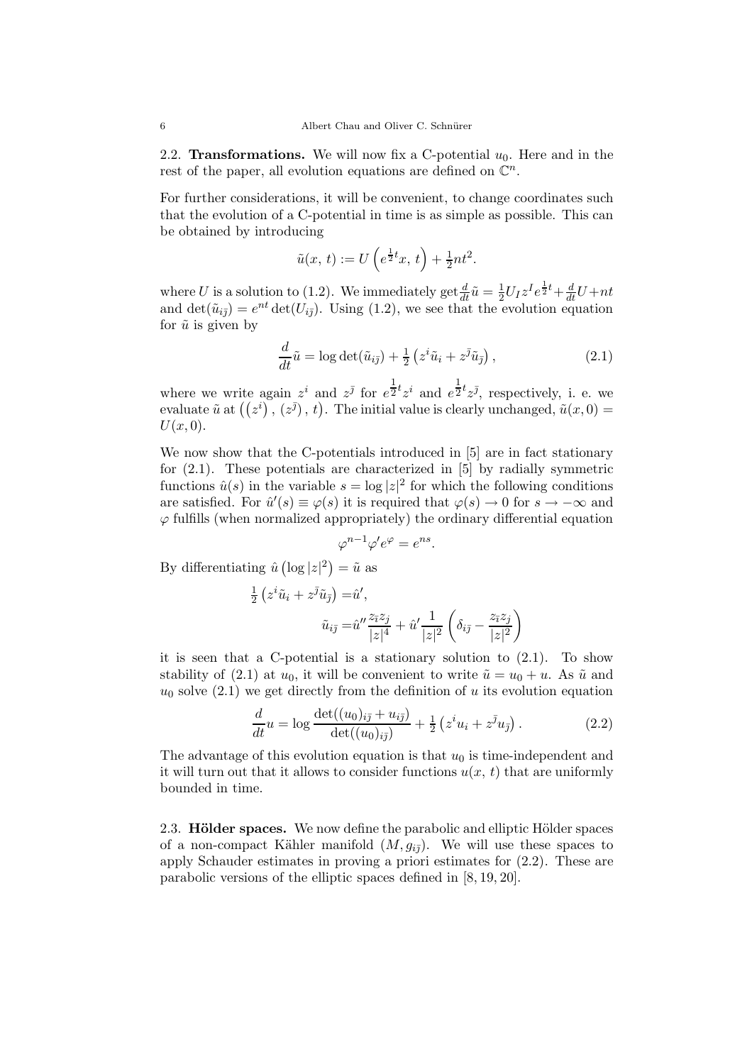2.2. **Transformations.** We will now fix a C-potential $u_0$. Here and in the rest of the paper, all evolution equations are defined on $\mathbb{C}^n$.

For further considerations, it will be convenient, to change coordinates such that the evolution of a C-potential in time is as simple as possible. This can be obtained by introducing

$$\tilde{u}(x,\, t) := U\left(e^{\frac{1}{2}t}x,\, t\right) + \tfrac{1}{2}nt^2.$$

where $U$ is a solution to (1.2). We immediately get $\frac{d}{dt}\tilde{u} = \frac{1}{2}U_I z^I e^{\frac{1}{2}t} + \frac{d}{dt}U + nt$ and $\det(\tilde{u}_{i\bar{j}}) = e^{nt}\det(U_{i\bar{j}})$. Using (1.2), we see that the evolution equation for $\tilde{u}$ is given by

$$\frac{d}{dt}\tilde{u} = \log\det(\tilde{u}_{i\bar{j}}) + \tfrac{1}{2}\left(z^i\tilde{u}_i + z^{\bar{j}}\tilde{u}_{\bar{j}}\right), \tag{2.1}$$

where we write again $z^i$ and $z^{\bar{j}}$ for $e^{\frac{1}{2}t}z^i$ and $e^{\frac{1}{2}t}z^{\bar{j}}$, respectively, i. e. we evaluate $\tilde{u}$ at $\left(\left(z^i\right),\, \left(z^{\bar{j}}\right),\, t\right)$. The initial value is clearly unchanged, $\tilde{u}(x, 0) = U(x, 0)$.

We now show that the C-potentials introduced in [5] are in fact stationary for (2.1). These potentials are characterized in [5] by radially symmetric functions $\hat{u}(s)$ in the variable $s = \log|z|^2$ for which the following conditions are satisfied. For $\hat{u}'(s) \equiv \varphi(s)$ it is required that $\varphi(s) \to 0$ for $s \to -\infty$ and $\varphi$ fulfills (when normalized appropriately) the ordinary differential equation

$$\varphi^{n-1}\varphi' e^{\varphi} = e^{ns}.$$

By differentiating $\hat{u}\left(\log|z|^2\right) = \tilde{u}$ as

$$\begin{aligned}
\tfrac{1}{2}\left(z^i\tilde{u}_i + z^{\bar{j}}\tilde{u}_{\bar{j}}\right) =& \hat{u}',\\
\tilde{u}_{i\bar{j}} =& \hat{u}''\frac{z_{\bar{i}}z_j}{|z|^4} + \hat{u}'\frac{1}{|z|^2}\left(\delta_{i\bar{j}} - \frac{z_{\bar{i}}z_j}{|z|^2}\right)
\end{aligned}$$

it is seen that a C-potential is a stationary solution to (2.1). To show stability of (2.1) at $u_0$, it will be convenient to write $\tilde{u} = u_0 + u$. As $\tilde{u}$ and $u_0$ solve (2.1) we get directly from the definition of $u$ its evolution equation

$$\frac{d}{dt}u = \log\frac{\det((u_0)_{i\bar{j}} + u_{i\bar{j}})}{\det((u_0)_{i\bar{j}})} + \tfrac{1}{2}\left(z^i u_i + z^{\bar{j}}u_{\bar{j}}\right). \tag{2.2}$$

The advantage of this evolution equation is that $u_0$ is time-independent and it will turn out that it allows to consider functions $u(x,\, t)$ that are uniformly bounded in time.

2.3. **Hölder spaces.** We now define the parabolic and elliptic Hölder spaces of a non-compact Kähler manifold $(M, g_{i\bar{j}})$. We will use these spaces to apply Schauder estimates in proving a priori estimates for (2.2). These are parabolic versions of the elliptic spaces defined in [8, 19, 20].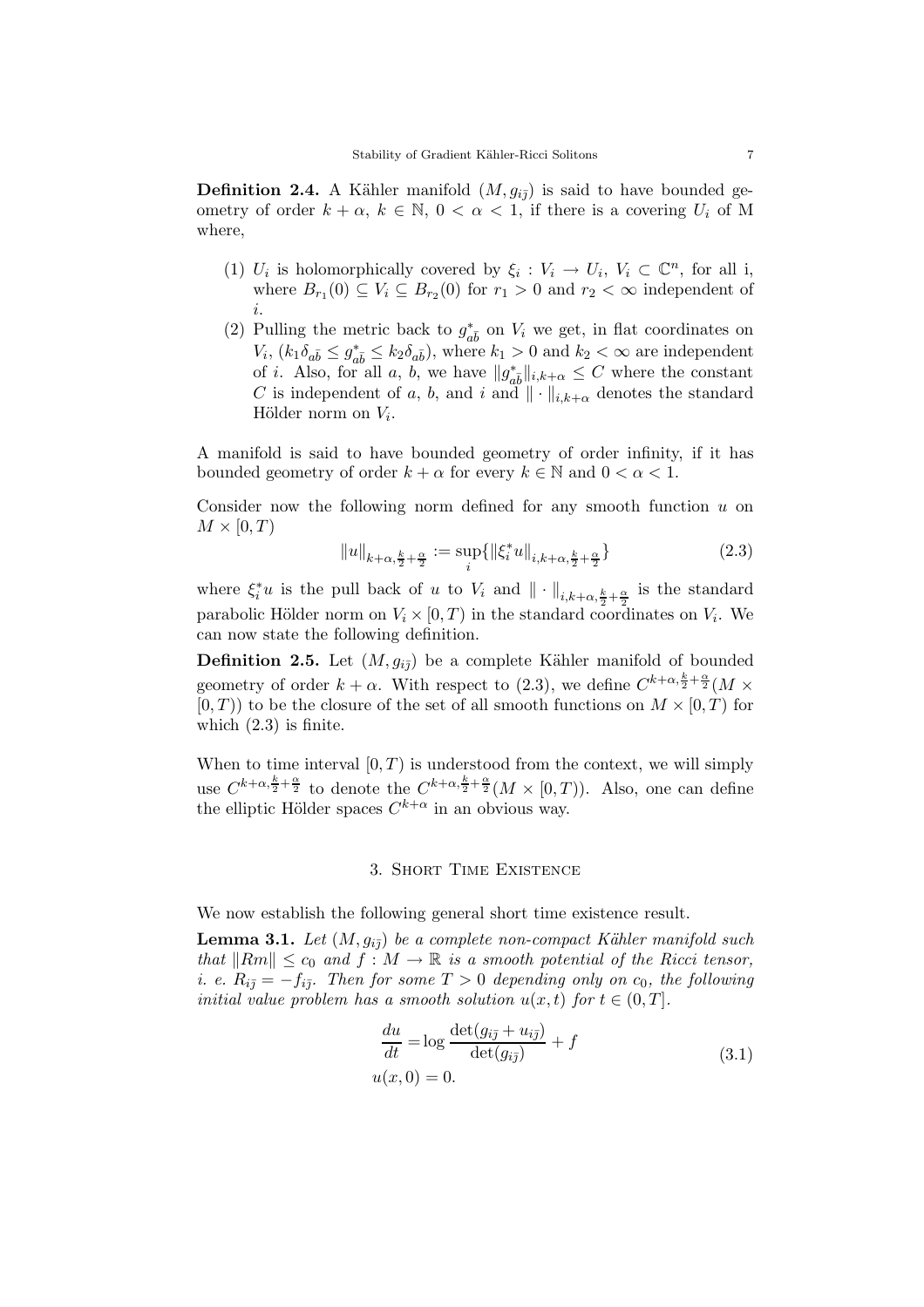**Definition 2.4.** A Kähler manifold $(M, g_{i\bar{j}})$ is said to have bounded geometry of order $k + \alpha$, $k \in \mathbb{N}$, $0 < \alpha < 1$, if there is a covering $U_i$ of M where,

1. $U_i$ is holomorphically covered by $\xi_i : V_i \to U_i$, $V_i \subset \mathbb{C}^n$, for all i, where $B_{r_1}(0) \subseteq V_i \subseteq B_{r_2}(0)$ for $r_1 > 0$ and $r_2 < \infty$ independent of $i$.
2. Pulling the metric back to $g^*_{a\bar{b}}$ on $V_i$ we get, in flat coordinates on $V_i$, $(k_1 \delta_{a\bar{b}} \leq g^*_{a\bar{b}} \leq k_2 \delta_{a\bar{b}})$, where $k_1 > 0$ and $k_2 < \infty$ are independent of $i$. Also, for all $a$, $b$, we have $\|g^*_{a\bar{b}}\|_{i,k+\alpha} \leq C$ where the constant $C$ is independent of $a$, $b$, and $i$ and $\|\cdot\|_{i,k+\alpha}$ denotes the standard Hölder norm on $V_i$.

A manifold is said to have bounded geometry of order infinity, if it has bounded geometry of order $k + \alpha$ for every $k \in \mathbb{N}$ and $0 < \alpha < 1$.

Consider now the following norm defined for any smooth function $u$ on $M \times [0, T)$

$$\|u\|_{k+\alpha, \frac{k}{2}+\frac{\alpha}{2}} := \sup_i \{\|\xi_i^* u\|_{i,k+\alpha,\frac{k}{2}+\frac{\alpha}{2}}\} \tag{2.3}$$

where $\xi_i^* u$ is the pull back of $u$ to $V_i$ and $\|\cdot\|_{i,k+\alpha,\frac{k}{2}+\frac{\alpha}{2}}$ is the standard parabolic Hölder norm on $V_i \times [0, T)$ in the standard coordinates on $V_i$. We can now state the following definition.

**Definition 2.5.** Let $(M, g_{i\bar{j}})$ be a complete Kähler manifold of bounded geometry of order $k + \alpha$. With respect to (2.3), we define $C^{k+\alpha,\frac{k}{2}+\frac{\alpha}{2}}(M \times [0, T))$ to be the closure of the set of all smooth functions on $M \times [0, T)$ for which (2.3) is finite.

When to time interval $[0, T)$ is understood from the context, we will simply use $C^{k+\alpha,\frac{k}{2}+\frac{\alpha}{2}}$ to denote the $C^{k+\alpha,\frac{k}{2}+\frac{\alpha}{2}}(M \times [0, T))$. Also, one can define the elliptic Hölder spaces $C^{k+\alpha}$ in an obvious way.

## 3. Short Time Existence

We now establish the following general short time existence result.

**Lemma 3.1.** *Let $(M, g_{i\bar{j}})$ be a complete non-compact Kähler manifold such that $\|Rm\| \leq c_0$ and $f : M \to \mathbb{R}$ is a smooth potential of the Ricci tensor, i. e. $R_{i\bar{j}} = -f_{i\bar{j}}$. Then for some $T > 0$ depending only on $c_0$, the following initial value problem has a smooth solution $u(x, t)$ for $t \in (0, T]$.*

$$\begin{aligned} \frac{du}{dt} &= \log \frac{\det(g_{i\bar{j}} + u_{i\bar{j}})}{\det(g_{i\bar{j}})} + f \\ u(x, 0) &= 0. \end{aligned} \tag{3.1}$$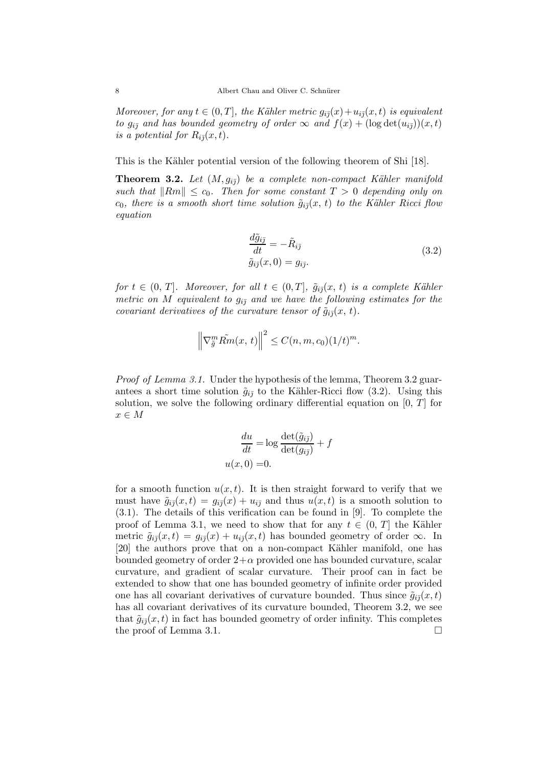*Moreover, for any $t \in (0, T]$, the Kähler metric $g_{i\bar{j}}(x) + u_{i\bar{j}}(x, t)$ is equivalent to $g_{i\bar{j}}$ and has bounded geometry of order $\infty$ and $f(x) + (\log \det(u_{i\bar{j}}))(x, t)$ is a potential for $R_{i\bar{j}}(x, t)$.*

This is the Kähler potential version of the following theorem of Shi [18].

**Theorem 3.2.** *Let $(M, g_{i\bar{j}})$ be a complete non-compact Kähler manifold such that $\|Rm\| \leq c_0$. Then for some constant $T > 0$ depending only on $c_0$, there is a smooth short time solution $\tilde{g}_{i\bar{j}}(x, t)$ to the Kähler Ricci flow equation*

$$
\begin{aligned}
\frac{d\tilde{g}_{i\bar{j}}}{dt} &= -\tilde{R}_{i\bar{j}} \\
\tilde{g}_{i\bar{j}}(x, 0) &= g_{i\bar{j}}.
\end{aligned}
\tag{3.2}
$$

*for $t \in (0, T]$. Moreover, for all $t \in (0, T]$, $\tilde{g}_{i\bar{j}}(x, t)$ is a complete Kähler metric on $M$ equivalent to $g_{i\bar{j}}$ and we have the following estimates for the covariant derivatives of the curvature tensor of $\tilde{g}_{i\bar{j}}(x, t)$.*

$$
\left\| \nabla^m_{\tilde{g}} \tilde{Rm}(x, t) \right\|^2 \leq C(n, m, c_0)(1/t)^m.
$$

*Proof of Lemma 3.1.* Under the hypothesis of the lemma, Theorem 3.2 guarantees a short time solution $\tilde{g}_{i\bar{j}}$ to the Kähler-Ricci flow (3.2). Using this solution, we solve the following ordinary differential equation on $[0, T]$ for $x \in M$

$$
\begin{aligned}
\frac{du}{dt} &= \log \frac{\det(\tilde{g}_{i\bar{j}})}{\det(g_{i\bar{j}})} + f \\
u(x, 0) &= 0.
\end{aligned}
$$

for a smooth function $u(x, t)$. It is then straight forward to verify that we must have $\tilde{g}_{i\bar{j}}(x, t) = g_{i\bar{j}}(x) + u_{i\bar{j}}$ and thus $u(x, t)$ is a smooth solution to (3.1). The details of this verification can be found in [9]. To complete the proof of Lemma 3.1, we need to show that for any $t \in (0, T]$ the Kähler metric $\tilde{g}_{i\bar{j}}(x, t) = g_{i\bar{j}}(x) + u_{i\bar{j}}(x, t)$ has bounded geometry of order $\infty$. In [20] the authors prove that on a non-compact Kähler manifold, one has bounded geometry of order $2+\alpha$ provided one has bounded curvature, scalar curvature, and gradient of scalar curvature. Their proof can in fact be extended to show that one has bounded geometry of infinite order provided one has all covariant derivatives of curvature bounded. Thus since $\tilde{g}_{i\bar{j}}(x, t)$ has all covariant derivatives of its curvature bounded, Theorem 3.2, we see that $\tilde{g}_{i\bar{j}}(x, t)$ in fact has bounded geometry of order infinity. This completes the proof of Lemma 3.1. □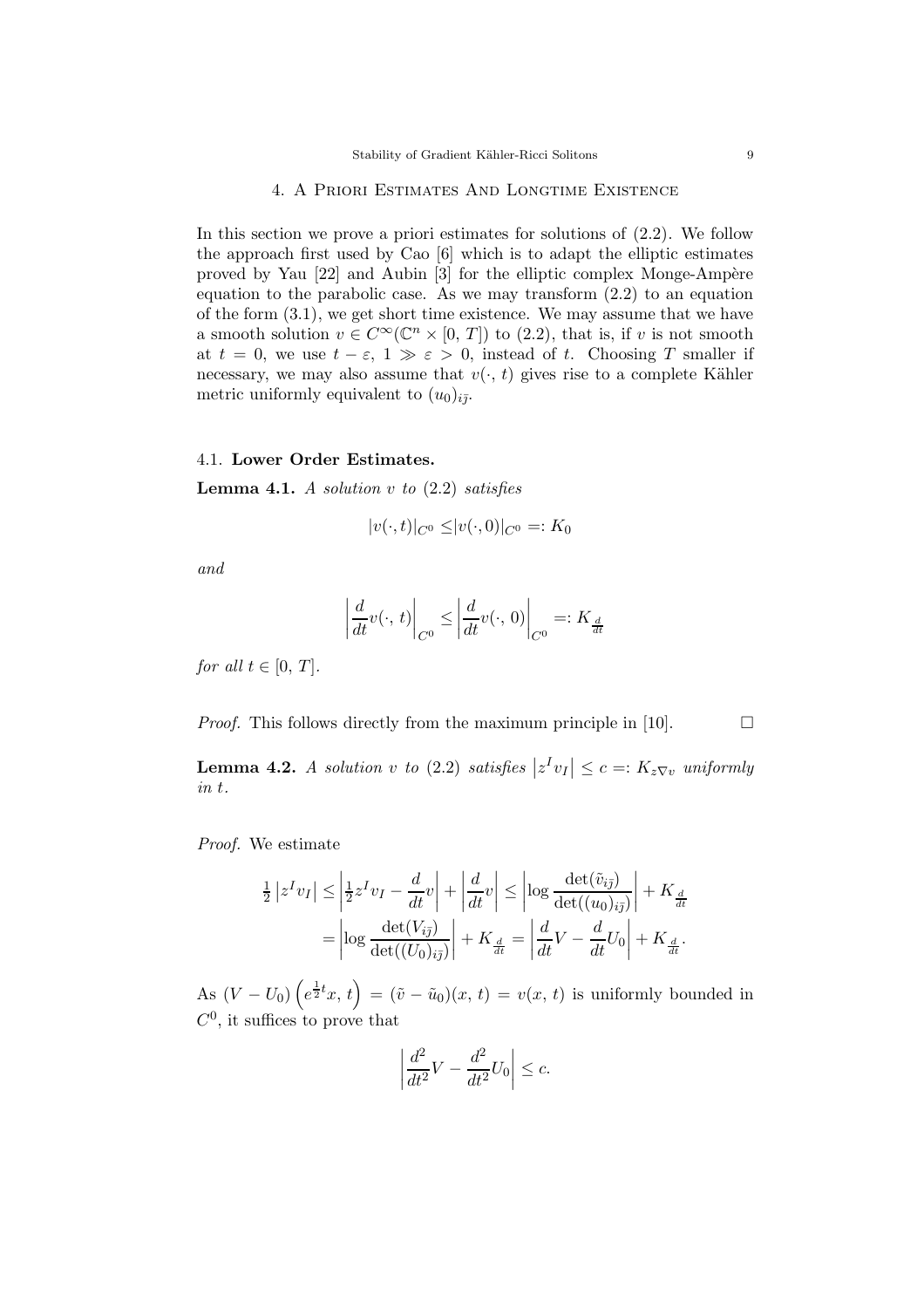## 4. A Priori Estimates And Longtime Existence

In this section we prove a priori estimates for solutions of (2.2). We follow the approach first used by Cao [6] which is to adapt the elliptic estimates proved by Yau [22] and Aubin [3] for the elliptic complex Monge-Ampère equation to the parabolic case. As we may transform (2.2) to an equation of the form (3.1), we get short time existence. We may assume that we have a smooth solution $v \in C^\infty(\mathbb{C}^n \times [0, T])$ to (2.2), that is, if $v$ is not smooth at $t = 0$, we use $t - \varepsilon$, $1 \gg \varepsilon > 0$, instead of $t$. Choosing $T$ smaller if necessary, we may also assume that $v(\cdot, t)$ gives rise to a complete Kähler metric uniformly equivalent to $(u_0)_{i\bar{j}}$.

### 4.1. Lower Order Estimates.

**Lemma 4.1.** *A solution $v$ to* (2.2) *satisfies*

$$|v(\cdot, t)|_{C^0} \le |v(\cdot, 0)|_{C^0} =: K_0$$

*and*

$$\left|\frac{d}{dt} v(\cdot,\, t)\right|_{C^0} \le \left|\frac{d}{dt} v(\cdot,\, 0)\right|_{C^0} =: K_{\frac{d}{dt}}$$

*for all $t \in [0, T]$.*

*Proof.* This follows directly from the maximum principle in [10]. $\square$

**Lemma 4.2.** *A solution $v$ to* (2.2) *satisfies $\left|z^I v_I\right| \le c =: K_{z\nabla v}$ uniformly in $t$.*

*Proof.* We estimate

$$\begin{aligned}
\tfrac{1}{2}\left|z^I v_I\right| &\le \left|\tfrac{1}{2} z^I v_I - \frac{d}{dt} v\right| + \left|\frac{d}{dt} v\right| \le \left|\log \frac{\det(\tilde{v}_{i\bar{j}})}{\det((u_0)_{i\bar{j}})}\right| + K_{\frac{d}{dt}} \\
&= \left|\log \frac{\det(V_{i\bar{j}})}{\det((U_0)_{i\bar{j}})}\right| + K_{\frac{d}{dt}} = \left|\frac{d}{dt} V - \frac{d}{dt} U_0\right| + K_{\frac{d}{dt}}.
\end{aligned}$$

As $(V - U_0)\left(e^{\frac{1}{2}t} x,\, t\right) = (\tilde{v} - \tilde{u}_0)(x,\, t) = v(x,\, t)$ is uniformly bounded in $C^0$, it suffices to prove that

$$\left|\frac{d^2}{dt^2} V - \frac{d^2}{dt^2} U_0\right| \le c.$$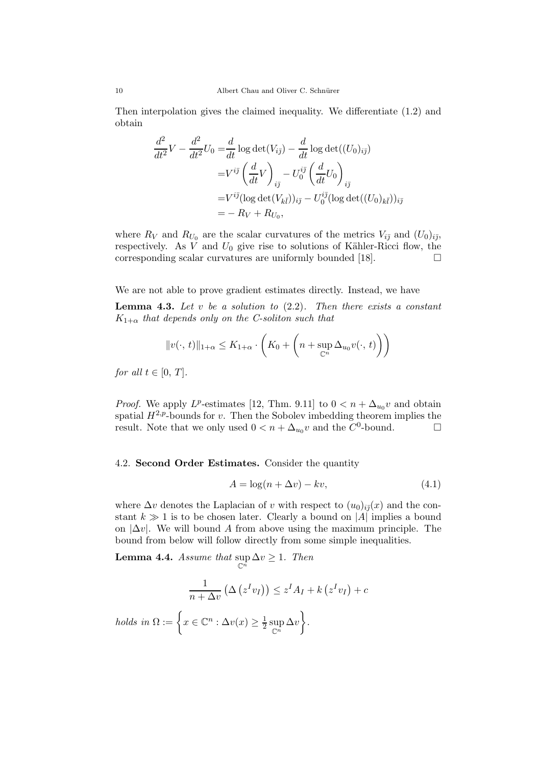Then interpolation gives the claimed inequality. We differentiate (1.2) and obtain

$$
\begin{aligned}
\frac{d^2}{dt^2}V - \frac{d^2}{dt^2}U_0 =& \frac{d}{dt}\log\det(V_{i\bar{j}}) - \frac{d}{dt}\log\det((U_0)_{i\bar{j}})\\
=& V^{i\bar{j}}\left(\frac{d}{dt}V\right)_{i\bar{j}} - U_0^{i\bar{j}}\left(\frac{d}{dt}U_0\right)_{i\bar{j}}\\
=& V^{i\bar{j}}(\log\det(V_{k\bar{l}}))_{i\bar{j}} - U_0^{i\bar{j}}(\log\det((U_0)_{k\bar{l}}))_{i\bar{j}}\\
=& -R_V + R_{U_0},
\end{aligned}
$$

where $R_V$ and $R_{U_0}$ are the scalar curvatures of the metrics $V_{i\bar{j}}$ and $(U_0)_{i\bar{j}}$, respectively. As $V$ and $U_0$ give rise to solutions of Kähler-Ricci flow, the corresponding scalar curvatures are uniformly bounded [18]. □

We are not able to prove gradient estimates directly. Instead, we have

**Lemma 4.3.** *Let $v$ be a solution to* (2.2). *Then there exists a constant $K_{1+\alpha}$ that depends only on the C-soliton such that*

$$
\|v(\cdot,\,t)\|_{1+\alpha} \le K_{1+\alpha}\cdot\left(K_0 + \left(n + \sup_{\mathbb{C}^n}\Delta_{u_0}v(\cdot,\,t)\right)\right)
$$

*for all $t\in[0,\,T]$.*

*Proof.* We apply $L^p$-estimates [12, Thm. 9.11] to $0 < n + \Delta_{u_0}v$ and obtain spatial $H^{2,p}$-bounds for $v$. Then the Sobolev imbedding theorem implies the result. Note that we only used $0 < n + \Delta_{u_0}v$ and the $C^0$-bound. □

## 4.2. Second Order Estimates.

Consider the quantity

$$
A = \log(n + \Delta v) - kv, \tag{4.1}
$$

where $\Delta v$ denotes the Laplacian of $v$ with respect to $(u_0)_{i\bar{j}}(x)$ and the constant $k \gg 1$ is to be chosen later. Clearly a bound on $|A|$ implies a bound on $|\Delta v|$. We will bound $A$ from above using the maximum principle. The bound from below will follow directly from some simple inequalities.

**Lemma 4.4.** *Assume that $\sup\limits_{\mathbb{C}^n}\Delta v \ge 1$. Then*

$$
\frac{1}{n+\Delta v}\left(\Delta\left(z^I v_I\right)\right) \le z^I A_I + k\left(z^I v_I\right) + c
$$

*holds in $\Omega := \left\{x\in\mathbb{C}^n : \Delta v(x) \ge \frac{1}{2}\sup\limits_{\mathbb{C}^n}\Delta v\right\}$.*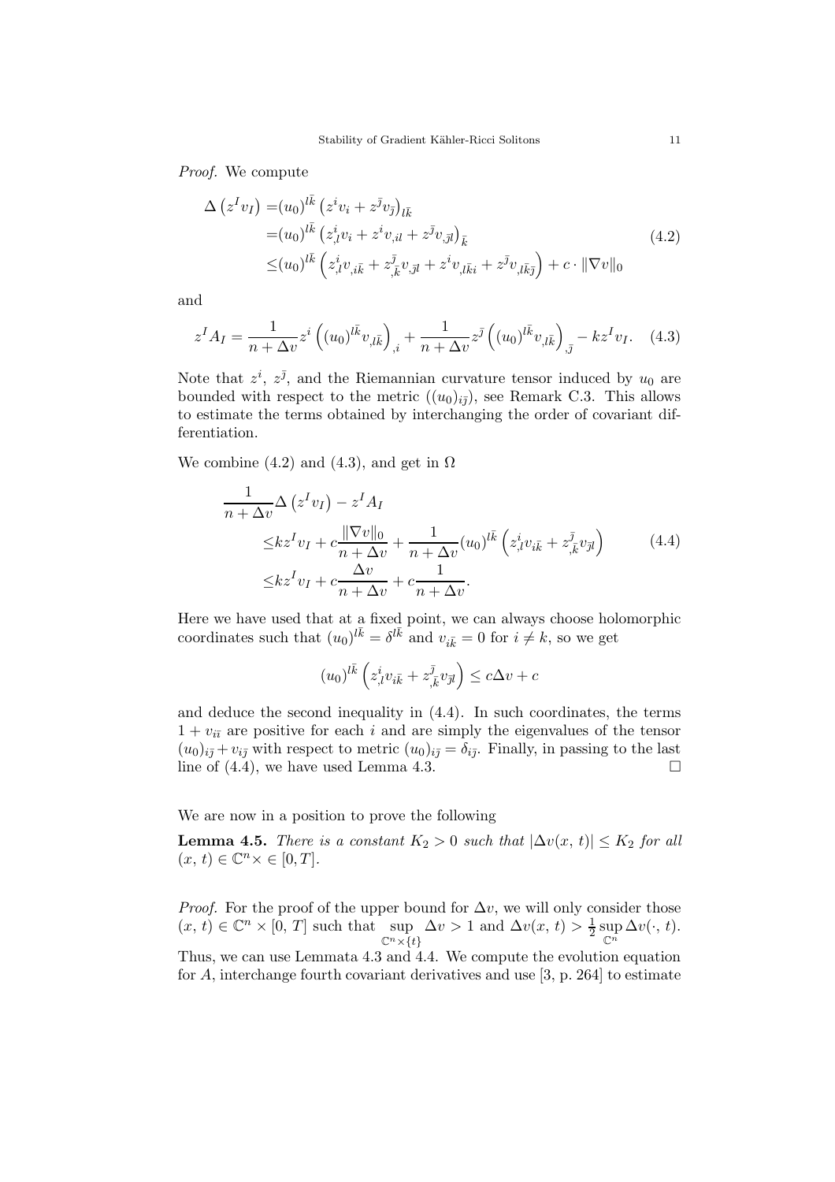*Proof.* We compute

$$
\begin{aligned}
\Delta\left(z^I v_I\right) =&(u_0)^{l\bar{k}}\left(z^i v_i + z^{\bar{j}} v_{\bar{j}}\right)_{l\bar{k}} \\
=&(u_0)^{l\bar{k}}\left(z^i_{,l} v_i + z^i v_{,il} + z^{\bar{j}} v_{,\bar{j}l}\right)_{\bar{k}} \\
\leq&(u_0)^{l\bar{k}}\left(z^i_{,l} v_{,i\bar{k}} + z^{\bar{j}}_{,\bar{k}} v_{,\bar{j}l} + z^i v_{,l\bar{k}i} + z^{\bar{j}} v_{,l\bar{k}\bar{j}}\right) + c\cdot\|\nabla v\|_0
\end{aligned}
\tag{4.2}
$$

and

$$
z^I A_I = \frac{1}{n+\Delta v} z^i \left((u_0)^{l\bar{k}} v_{,l\bar{k}}\right)_{,i} + \frac{1}{n+\Delta v} z^{\bar{j}} \left((u_0)^{l\bar{k}} v_{,l\bar{k}}\right)_{,\bar{j}} - k z^I v_I. \tag{4.3}
$$

Note that $z^i$, $z^{\bar{j}}$, and the Riemannian curvature tensor induced by $u_0$ are bounded with respect to the metric $((u_0)_{i\bar{j}})$, see Remark C.3. This allows to estimate the terms obtained by interchanging the order of covariant differentiation.

We combine (4.2) and (4.3), and get in $\Omega$

$$
\begin{aligned}
\frac{1}{n+\Delta v}&\Delta\left(z^I v_I\right) - z^I A_I \\
&\leq k z^I v_I + c\frac{\|\nabla v\|_0}{n+\Delta v} + \frac{1}{n+\Delta v}(u_0)^{l\bar{k}}\left(z^i_{,l} v_{i\bar{k}} + z^{\bar{j}}_{,\bar{k}} v_{\bar{j}l}\right) \\
&\leq k z^I v_I + c\frac{\Delta v}{n+\Delta v} + c\frac{1}{n+\Delta v}.
\end{aligned}
\tag{4.4}
$$

Here we have used that at a fixed point, we can always choose holomorphic coordinates such that $(u_0)^{l\bar{k}} = \delta^{l\bar{k}}$ and $v_{i\bar{k}} = 0$ for $i \neq k$, so we get

$$
(u_0)^{l\bar{k}}\left(z^i_{,l} v_{i\bar{k}} + z^{\bar{j}}_{,\bar{k}} v_{\bar{j}l}\right) \leq c\Delta v + c
$$

and deduce the second inequality in (4.4). In such coordinates, the terms $1 + v_{i\bar{i}}$ are positive for each $i$ and are simply the eigenvalues of the tensor $(u_0)_{i\bar{j}} + v_{i\bar{j}}$ with respect to metric $(u_0)_{i\bar{j}} = \delta_{i\bar{j}}$. Finally, in passing to the last line of (4.4), we have used Lemma 4.3. □

We are now in a position to prove the following

**Lemma 4.5.** *There is a constant $K_2 > 0$ such that $|\Delta v(x,\, t)| \leq K_2$ for all $(x,\, t) \in \mathbb{C}^n \times \in [0, T]$.*

*Proof.* For the proof of the upper bound for $\Delta v$, we will only consider those $(x,\, t) \in \mathbb{C}^n \times [0,\, T]$ such that $\sup\limits_{\mathbb{C}^n\times\{t\}} \Delta v > 1$ and $\Delta v(x,\, t) > \frac{1}{2}\sup\limits_{\mathbb{C}^n} \Delta v(\cdot,\, t)$. Thus, we can use Lemmata 4.3 and 4.4. We compute the evolution equation for $A$, interchange fourth covariant derivatives and use [3, p. 264] to estimate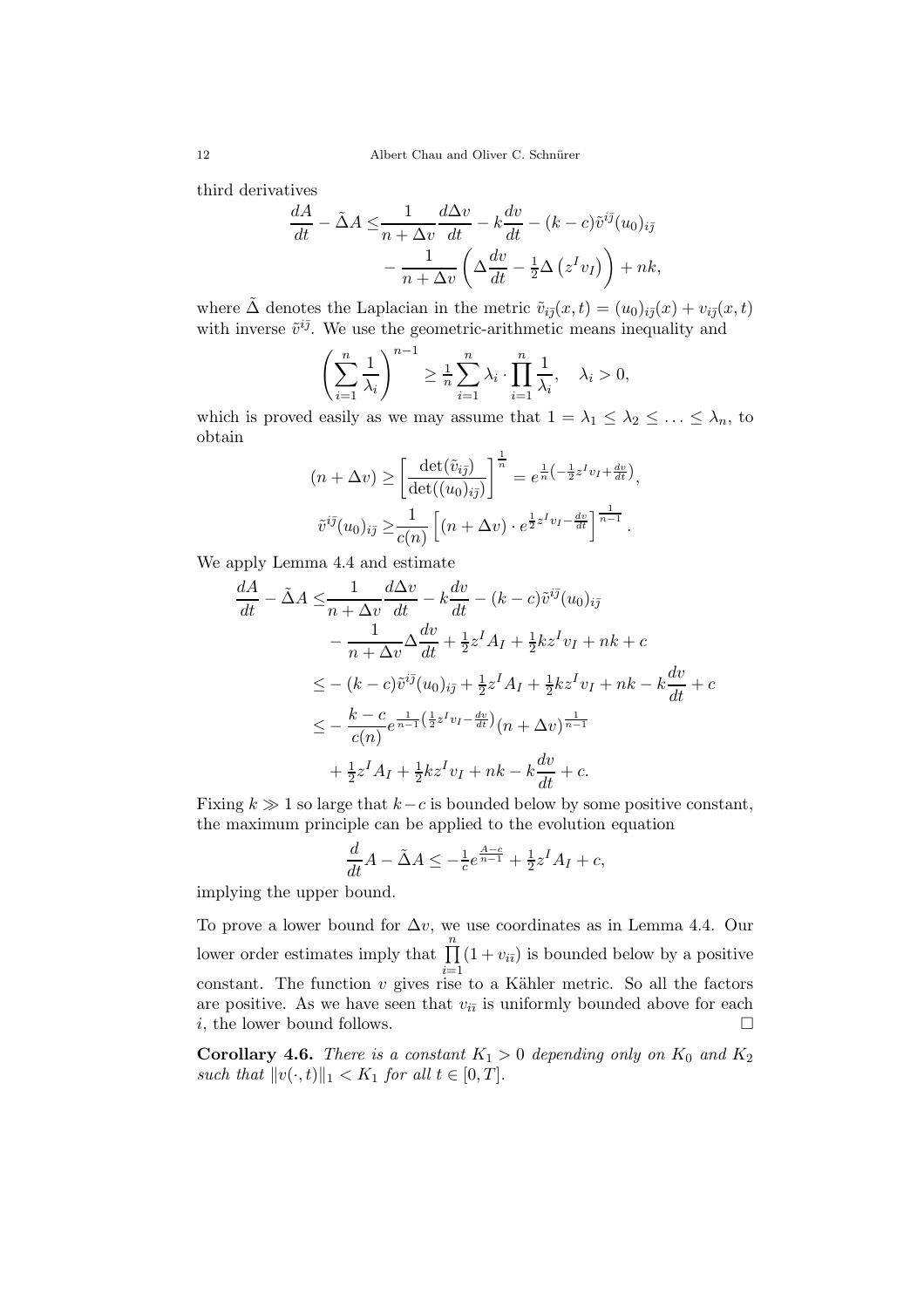third derivatives

$$
\begin{aligned}
\frac{dA}{dt} - \tilde{\Delta} A \leq & \frac{1}{n+\Delta v}\frac{d\Delta v}{dt} - k\frac{dv}{dt} - (k-c)\tilde{v}^{i\bar{\jmath}}(u_0)_{i\bar{\jmath}} \\
& - \frac{1}{n+\Delta v}\left(\Delta\frac{dv}{dt} - \tfrac{1}{2}\Delta\left(z^I v_I\right)\right) + nk,
\end{aligned}
$$

where $\tilde{\Delta}$ denotes the Laplacian in the metric $\tilde{v}_{i\bar{\jmath}}(x,t) = (u_0)_{i\bar{\jmath}}(x) + v_{i\bar{\jmath}}(x,t)$ with inverse $\tilde{v}^{i\bar{\jmath}}$. We use the geometric-arithmetic means inequality and

$$
\left(\sum_{i=1}^n \frac{1}{\lambda_i}\right)^{n-1} \geq \tfrac{1}{n}\sum_{i=1}^n \lambda_i \cdot \prod_{i=1}^n \frac{1}{\lambda_i}, \quad \lambda_i > 0,
$$

which is proved easily as we may assume that $1 = \lambda_1 \leq \lambda_2 \leq \ldots \leq \lambda_n$, to obtain

$$
\begin{aligned}
(n+\Delta v) \geq & \left[\frac{\det(\tilde{v}_{i\bar{\jmath}})}{\det((u_0)_{i\bar{\jmath}})}\right]^{\frac{1}{n}} = e^{\frac{1}{n}\left(-\frac{1}{2}z^I v_I + \frac{dv}{dt}\right)}, \\
\tilde{v}^{i\bar{\jmath}}(u_0)_{i\bar{\jmath}} \geq & \frac{1}{c(n)}\left[(n+\Delta v)\cdot e^{\frac{1}{2}z^I v_I - \frac{dv}{dt}}\right]^{\frac{1}{n-1}}.
\end{aligned}
$$

We apply Lemma 4.4 and estimate

$$
\begin{aligned}
\frac{dA}{dt} - \tilde{\Delta} A \leq & \frac{1}{n+\Delta v}\frac{d\Delta v}{dt} - k\frac{dv}{dt} - (k-c)\tilde{v}^{i\bar{\jmath}}(u_0)_{i\bar{\jmath}} \\
& - \frac{1}{n+\Delta v}\Delta\frac{dv}{dt} + \tfrac{1}{2}z^I A_I + \tfrac{1}{2}kz^I v_I + nk + c \\
\leq & -(k-c)\tilde{v}^{i\bar{\jmath}}(u_0)_{i\bar{\jmath}} + \tfrac{1}{2}z^I A_I + \tfrac{1}{2}kz^I v_I + nk - k\frac{dv}{dt} + c \\
\leq & -\frac{k-c}{c(n)}e^{\frac{1}{n-1}\left(\frac{1}{2}z^I v_I - \frac{dv}{dt}\right)}(n+\Delta v)^{\frac{1}{n-1}} \\
& + \tfrac{1}{2}z^I A_I + \tfrac{1}{2}kz^I v_I + nk - k\frac{dv}{dt} + c.
\end{aligned}
$$

Fixing $k \gg 1$ so large that $k-c$ is bounded below by some positive constant, the maximum principle can be applied to the evolution equation

$$
\frac{d}{dt}A - \tilde{\Delta} A \leq -\tfrac{1}{c}e^{\frac{A-c}{n-1}} + \tfrac{1}{2}z^I A_I + c,
$$

implying the upper bound.

To prove a lower bound for $\Delta v$, we use coordinates as in Lemma 4.4. Our lower order estimates imply that $\prod\limits_{i=1}^n (1+v_{i\bar{\imath}})$ is bounded below by a positive constant. The function $v$ gives rise to a Kähler metric. So all the factors are positive. As we have seen that $v_{i\bar{\imath}}$ is uniformly bounded above for each $i$, the lower bound follows. $\square$

**Corollary 4.6.** *There is a constant $K_1 > 0$ depending only on $K_0$ and $K_2$ such that $\|v(\cdot,t)\|_1 < K_1$ for all $t \in [0,T]$.*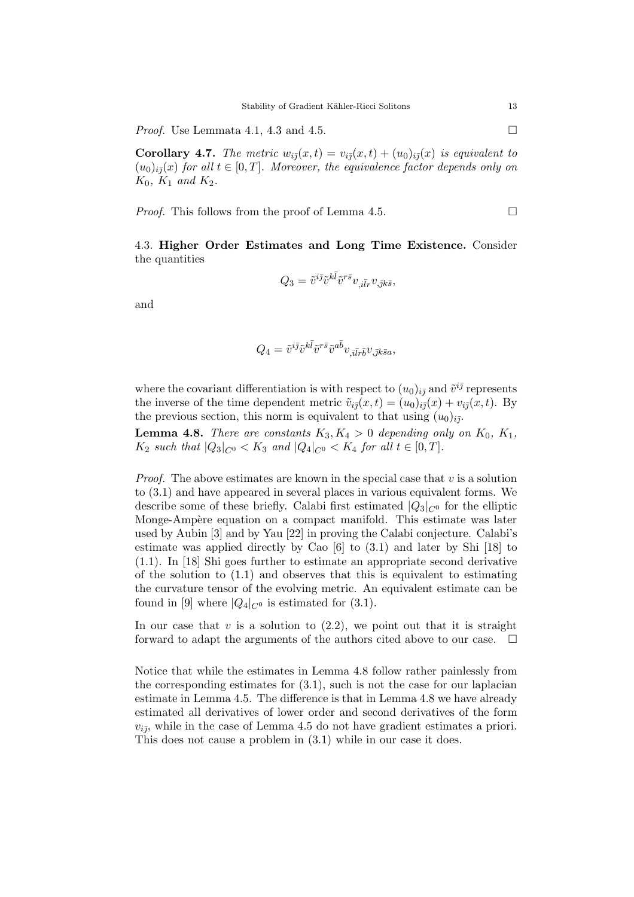*Proof.* Use Lemmata 4.1, 4.3 and 4.5. □

**Corollary 4.7.** *The metric $w_{i\bar{j}}(x,t) = v_{i\bar{j}}(x,t) + (u_0)_{i\bar{j}}(x)$ is equivalent to $(u_0)_{i\bar{j}}(x)$ for all $t \in [0,T]$. Moreover, the equivalence factor depends only on $K_0$, $K_1$ and $K_2$.*

*Proof.* This follows from the proof of Lemma 4.5. □

4.3. **Higher Order Estimates and Long Time Existence.** Consider the quantities

$$Q_3 = \tilde{v}^{i\bar{j}}\tilde{v}^{k\bar{l}}\tilde{v}^{r\bar{s}}v_{,i\bar{l}r}v_{,\bar{j}k\bar{s}},$$

and

$$Q_4 = \tilde{v}^{i\bar{j}}\tilde{v}^{k\bar{l}}\tilde{v}^{r\bar{s}}\tilde{v}^{a\bar{b}}v_{,i\bar{l}r\bar{b}}v_{,\bar{j}k\bar{s}a},$$

where the covariant differentiation is with respect to $(u_0)_{i\bar{j}}$ and $\tilde{v}^{i\bar{j}}$ represents the inverse of the time dependent metric $\tilde{v}_{i\bar{j}}(x,t) = (u_0)_{i\bar{j}}(x) + v_{i\bar{j}}(x,t)$. By the previous section, this norm is equivalent to that using $(u_0)_{i\bar{j}}$.

**Lemma 4.8.** *There are constants $K_3, K_4 > 0$ depending only on $K_0$, $K_1$, $K_2$ such that $|Q_3|_{C^0} < K_3$ and $|Q_4|_{C^0} < K_4$ for all $t \in [0,T]$.*

*Proof.* The above estimates are known in the special case that $v$ is a solution to (3.1) and have appeared in several places in various equivalent forms. We describe some of these briefly. Calabi first estimated $|Q_3|_{C^0}$ for the elliptic Monge-Ampère equation on a compact manifold. This estimate was later used by Aubin [3] and by Yau [22] in proving the Calabi conjecture. Calabi's estimate was applied directly by Cao [6] to (3.1) and later by Shi [18] to (1.1). In [18] Shi goes further to estimate an appropriate second derivative of the solution to (1.1) and observes that this is equivalent to estimating the curvature tensor of the evolving metric. An equivalent estimate can be found in [9] where $|Q_4|_{C^0}$ is estimated for (3.1).

In our case that $v$ is a solution to (2.2), we point out that it is straight forward to adapt the arguments of the authors cited above to our case. □

Notice that while the estimates in Lemma 4.8 follow rather painlessly from the corresponding estimates for (3.1), such is not the case for our laplacian estimate in Lemma 4.5. The difference is that in Lemma 4.8 we have already estimated all derivatives of lower order and second derivatives of the form $v_{i\bar{j}}$, while in the case of Lemma 4.5 do not have gradient estimates a priori. This does not cause a problem in (3.1) while in our case it does.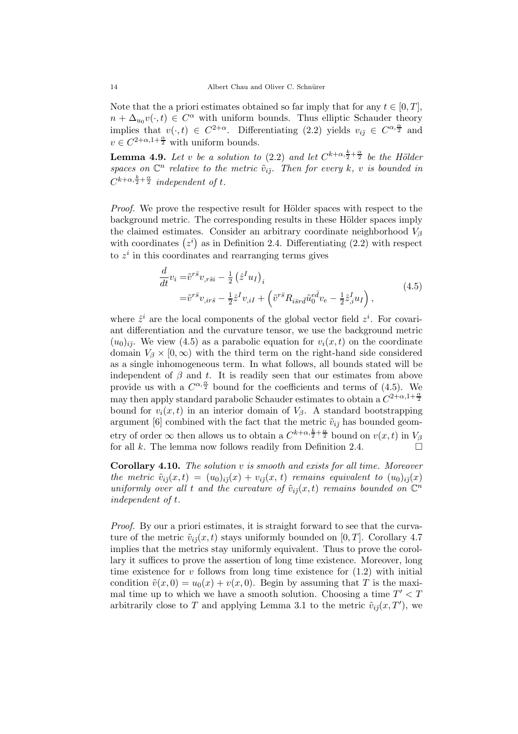Note that the a priori estimates obtained so far imply that for any $t \in [0, T]$, $n + \Delta_{u_0} v(\cdot, t) \in C^\alpha$ with uniform bounds. Thus elliptic Schauder theory implies that $v(\cdot, t) \in C^{2+\alpha}$. Differentiating (2.2) yields $v_{i\bar{j}} \in C^{\alpha, \frac{\alpha}{2}}$ and $v \in C^{2+\alpha, 1+\frac{\alpha}{2}}$ with uniform bounds.

**Lemma 4.9.** *Let $v$ be a solution to (2.2) and let $C^{k+\alpha, \frac{k}{2}+\frac{\alpha}{2}}$ be the Hölder spaces on $\mathbb{C}^n$ relative to the metric $\tilde{v}_{i\bar{j}}$. Then for every $k$, $v$ is bounded in $C^{k+\alpha, \frac{k}{2}+\frac{\alpha}{2}}$ independent of $t$.*

*Proof.* We prove the respective result for Hölder spaces with respect to the background metric. The corresponding results in these Hölder spaces imply the claimed estimates. Consider an arbitrary coordinate neighborhood $V_\beta$ with coordinates $(z^i)$ as in Definition 2.4. Differentiating (2.2) with respect to $z^i$ in this coordinates and rearranging terms gives

$$
\begin{aligned}
\frac{d}{dt} v_i =& \tilde{v}^{r\bar{s}} v_{,r\bar{s}i} - \tfrac{1}{2} \left(\hat{z}^I u_I\right)_i \\
=& \tilde{v}^{r\bar{s}} v_{,ir\bar{s}} - \tfrac{1}{2} \hat{z}^I v_{,iI} + \left( \tilde{v}^{r\bar{s}} R_{i\bar{s}r\bar{d}} \tilde{u}_0^{e\bar{d}} v_e - \tfrac{1}{2} \hat{z}^I_{,i} u_I \right),
\end{aligned}
\tag{4.5}
$$

where $\hat{z}^i$ are the local components of the global vector field $z^i$. For covariant differentiation and the curvature tensor, we use the background metric $(u_0)_{i\bar{j}}$. We view (4.5) as a parabolic equation for $v_i(x,t)$ on the coordinate domain $V_\beta \times [0, \infty)$ with the third term on the right-hand side considered as a single inhomogeneous term. In what follows, all bounds stated will be independent of $\beta$ and $t$. It is readily seen that our estimates from above provide us with a $C^{\alpha, \frac{\alpha}{2}}$ bound for the coefficients and terms of (4.5). We may then apply standard parabolic Schauder estimates to obtain a $C^{2+\alpha, 1+\frac{\alpha}{2}}$ bound for $v_i(x,t)$ in an interior domain of $V_\beta$. A standard bootstrapping argument [6] combined with the fact that the metric $\tilde{v}_{i\bar{j}}$ has bounded geometry of order $\infty$ then allows us to obtain a $C^{k+\alpha, \frac{k}{2}+\frac{\alpha}{2}}$ bound on $v(x,t)$ in $V_\beta$ for all $k$. The lemma now follows readily from Definition 2.4. □

**Corollary 4.10.** *The solution $v$ is smooth and exists for all time. Moreover the metric $\tilde{v}_{i\bar{j}}(x,t) = (u_0)_{i\bar{j}}(x) + v_{i\bar{j}}(x,t)$ remains equivalent to $(u_0)_{i\bar{j}}(x)$ uniformly over all $t$ and the curvature of $\tilde{v}_{i\bar{j}}(x,t)$ remains bounded on $\mathbb{C}^n$ independent of $t$.*

*Proof.* By our a priori estimates, it is straight forward to see that the curvature of the metric $\tilde{v}_{i\bar{j}}(x,t)$ stays uniformly bounded on $[0,T]$. Corollary 4.7 implies that the metrics stay uniformly equivalent. Thus to prove the corollary it suffices to prove the assertion of long time existence. Moreover, long time existence for $v$ follows from long time existence for (1.2) with initial condition $\tilde{v}(x,0) = u_0(x) + v(x,0)$. Begin by assuming that $T$ is the maximal time up to which we have a smooth solution. Choosing a time $T' < T$ arbitrarily close to $T$ and applying Lemma 3.1 to the metric $\tilde{v}_{i\bar{j}}(x,T')$, we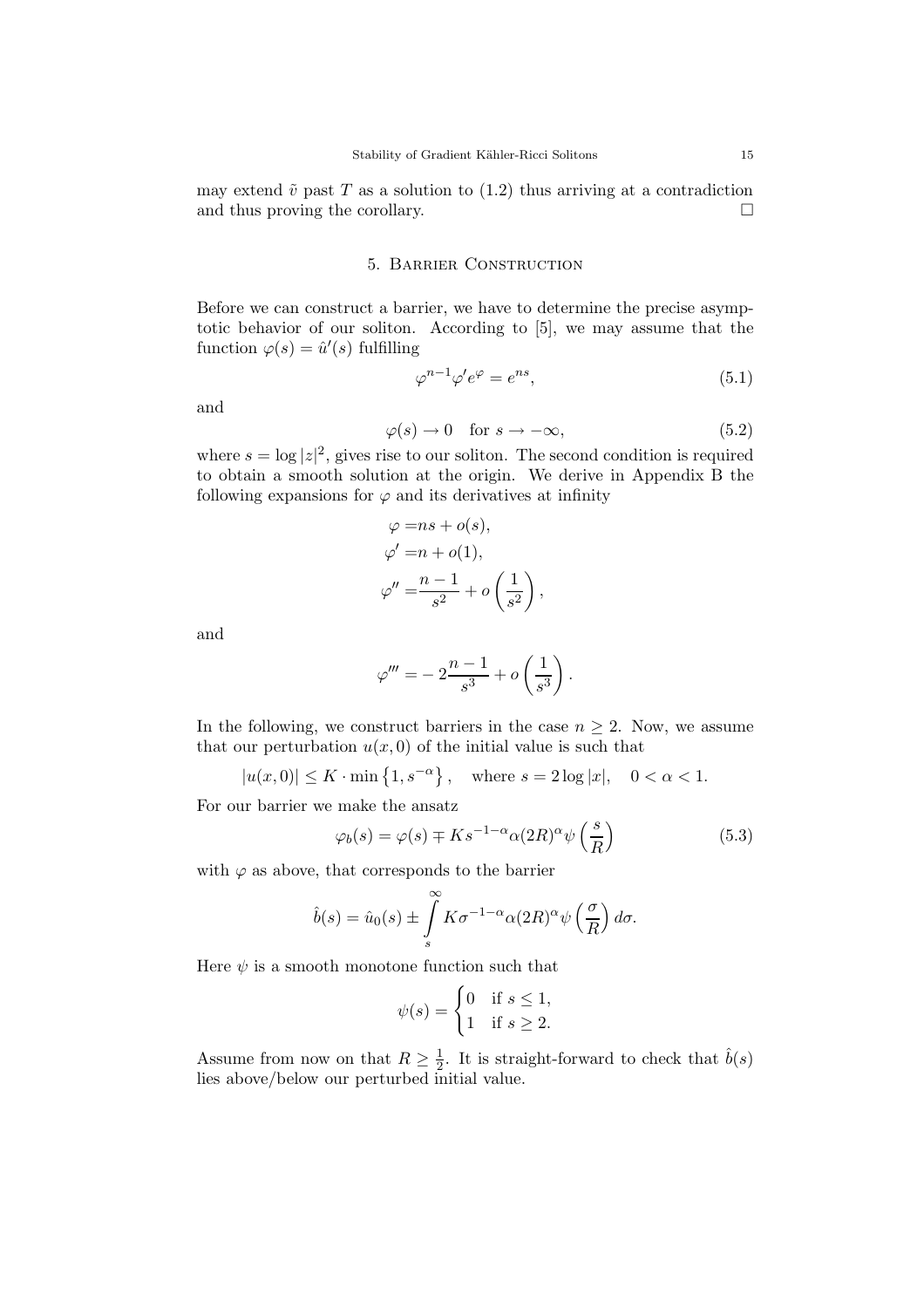may extend $\tilde{v}$ past $T$ as a solution to (1.2) thus arriving at a contradiction and thus proving the corollary. $\square$

## 5. Barrier Construction

Before we can construct a barrier, we have to determine the precise asymptotic behavior of our soliton. According to [5], we may assume that the function $\varphi(s) = \hat{u}'(s)$ fulfilling

$$\varphi^{n-1}\varphi' e^{\varphi} = e^{ns}, \tag{5.1}$$

and

$$\varphi(s) \to 0 \quad \text{for } s \to -\infty, \tag{5.2}$$

where $s = \log |z|^2$, gives rise to our soliton. The second condition is required to obtain a smooth solution at the origin. We derive in Appendix B the following expansions for $\varphi$ and its derivatives at infinity

$$\begin{aligned}
\varphi =& ns + o(s),\\
\varphi' =& n + o(1),\\
\varphi'' =& \frac{n-1}{s^2} + o\left(\frac{1}{s^2}\right),
\end{aligned}$$

and

$$\varphi''' = -2\frac{n-1}{s^3} + o\left(\frac{1}{s^3}\right).$$

In the following, we construct barriers in the case $n \geq 2$. Now, we assume that our perturbation $u(x, 0)$ of the initial value is such that

$$|u(x, 0)| \leq K \cdot \min\left\{1, s^{-\alpha}\right\}, \quad \text{where } s = 2\log|x|, \quad 0 < \alpha < 1.$$

For our barrier we make the ansatz

$$\varphi_b(s) = \varphi(s) \mp K s^{-1-\alpha}\alpha(2R)^{\alpha}\psi\left(\frac{s}{R}\right) \tag{5.3}$$

with $\varphi$ as above, that corresponds to the barrier

$$\hat{b}(s) = \hat{u}_0(s) \pm \int\limits_s^{\infty} K\sigma^{-1-\alpha}\alpha(2R)^{\alpha}\psi\left(\frac{\sigma}{R}\right) d\sigma.$$

Here $\psi$ is a smooth monotone function such that

$$\psi(s) = \begin{cases} 0 & \text{if } s \leq 1,\\ 1 & \text{if } s \geq 2. \end{cases}$$

Assume from now on that $R \geq \frac{1}{2}$. It is straight-forward to check that $\hat{b}(s)$ lies above/below our perturbed initial value.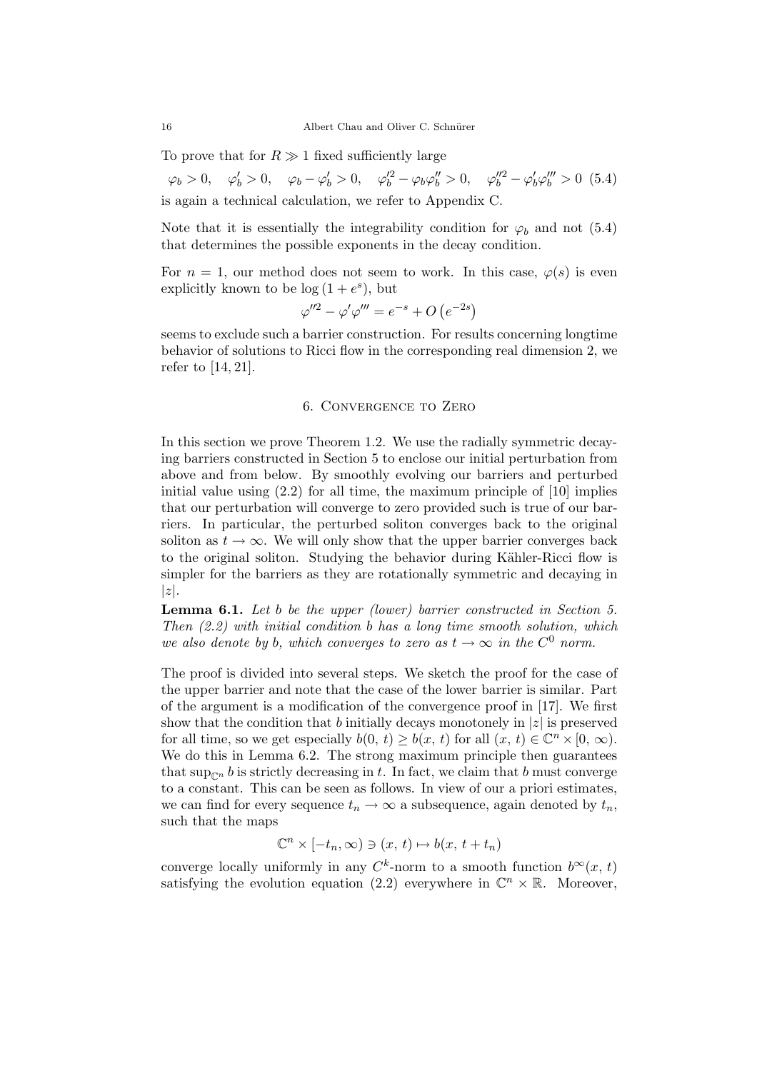To prove that for $R \gg 1$ fixed sufficiently large

$$\varphi_b > 0, \quad \varphi_b' > 0, \quad \varphi_b - \varphi_b' > 0, \quad \varphi_b'^2 - \varphi_b \varphi_b'' > 0, \quad \varphi_b''^2 - \varphi_b' \varphi_b''' > 0 \tag{5.4}$$

is again a technical calculation, we refer to Appendix C.

Note that it is essentially the integrability condition for $\varphi_b$ and not (5.4) that determines the possible exponents in the decay condition.

For $n = 1$, our method does not seem to work. In this case, $\varphi(s)$ is even explicitly known to be $\log(1 + e^s)$, but

$$\varphi''^2 - \varphi' \varphi''' = e^{-s} + O\left(e^{-2s}\right)$$

seems to exclude such a barrier construction. For results concerning longtime behavior of solutions to Ricci flow in the corresponding real dimension 2, we refer to [14, 21].

## 6. Convergence to Zero

In this section we prove Theorem 1.2. We use the radially symmetric decaying barriers constructed in Section 5 to enclose our initial perturbation from above and from below. By smoothly evolving our barriers and perturbed initial value using (2.2) for all time, the maximum principle of [10] implies that our perturbation will converge to zero provided such is true of our barriers. In particular, the perturbed soliton converges back to the original soliton as $t \to \infty$. We will only show that the upper barrier converges back to the original soliton. Studying the behavior during Kähler-Ricci flow is simpler for the barriers as they are rotationally symmetric and decaying in $|z|$.

**Lemma 6.1.** *Let $b$ be the upper (lower) barrier constructed in Section 5. Then (2.2) with initial condition $b$ has a long time smooth solution, which we also denote by $b$, which converges to zero as $t \to \infty$ in the $C^0$ norm.*

The proof is divided into several steps. We sketch the proof for the case of the upper barrier and note that the case of the lower barrier is similar. Part of the argument is a modification of the convergence proof in [17]. We first show that the condition that $b$ initially decays monotonely in $|z|$ is preserved for all time, so we get especially $b(0, t) \geq b(x, t)$ for all $(x, t) \in \mathbb{C}^n \times [0, \infty)$. We do this in Lemma 6.2. The strong maximum principle then guarantees that $\sup_{\mathbb{C}^n} b$ is strictly decreasing in $t$. In fact, we claim that $b$ must converge to a constant. This can be seen as follows. In view of our a priori estimates, we can find for every sequence $t_n \to \infty$ a subsequence, again denoted by $t_n$, such that the maps

$$\mathbb{C}^n \times [-t_n, \infty) \ni (x, t) \mapsto b(x, t + t_n)$$

converge locally uniformly in any $C^k$-norm to a smooth function $b^\infty(x, t)$ satisfying the evolution equation (2.2) everywhere in $\mathbb{C}^n \times \mathbb{R}$. Moreover,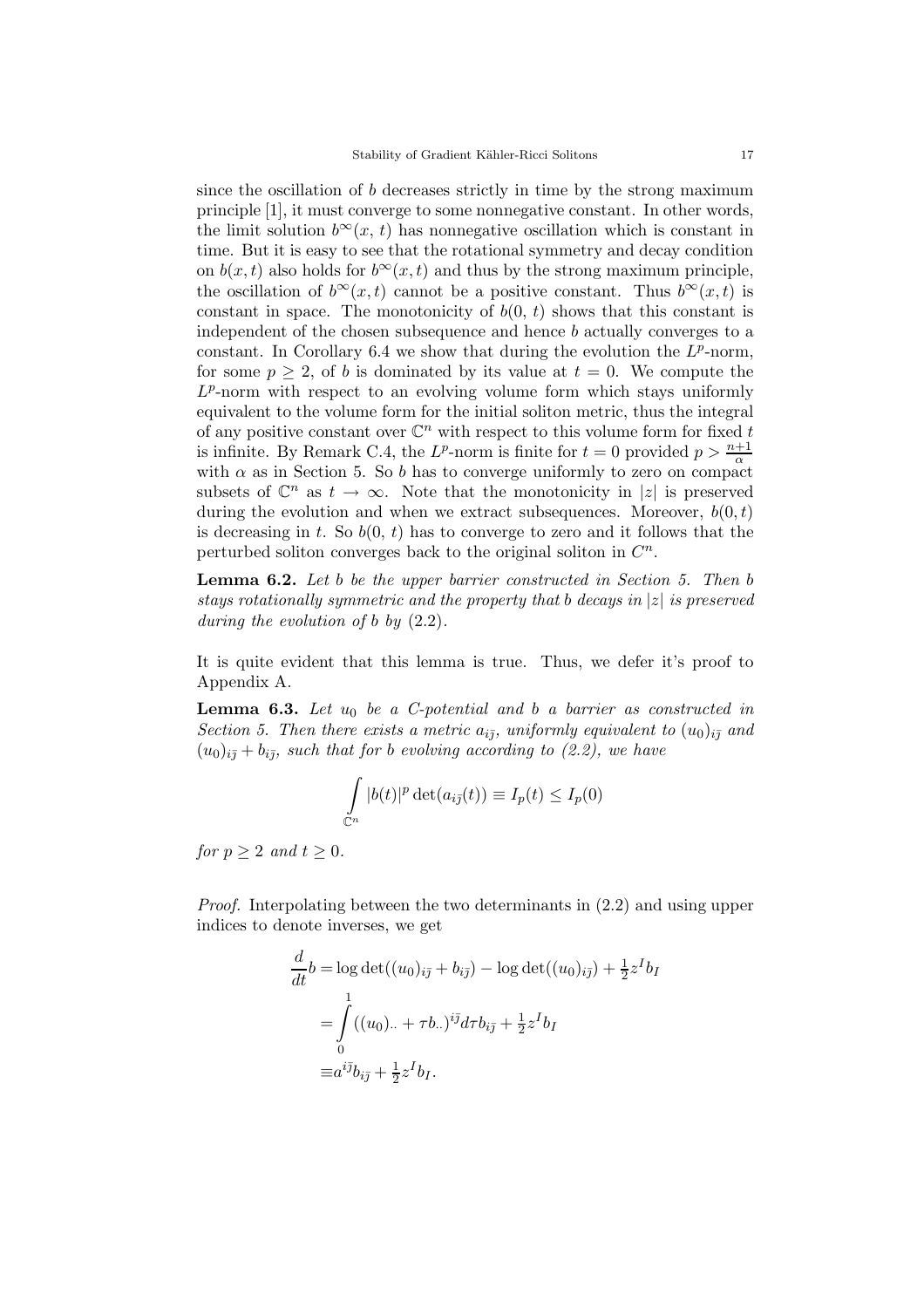since the oscillation of $b$ decreases strictly in time by the strong maximum principle [1], it must converge to some nonnegative constant. In other words, the limit solution $b^\infty(x, t)$ has nonnegative oscillation which is constant in time. But it is easy to see that the rotational symmetry and decay condition on $b(x, t)$ also holds for $b^\infty(x, t)$ and thus by the strong maximum principle, the oscillation of $b^\infty(x, t)$ cannot be a positive constant. Thus $b^\infty(x, t)$ is constant in space. The monotonicity of $b(0, t)$ shows that this constant is independent of the chosen subsequence and hence $b$ actually converges to a constant. In Corollary 6.4 we show that during the evolution the $L^p$-norm, for some $p \geq 2$, of $b$ is dominated by its value at $t = 0$. We compute the $L^p$-norm with respect to an evolving volume form which stays uniformly equivalent to the volume form for the initial soliton metric, thus the integral of any positive constant over $\mathbb{C}^n$ with respect to this volume form for fixed $t$ is infinite. By Remark C.4, the $L^p$-norm is finite for $t = 0$ provided $p > \frac{n+1}{\alpha}$ with $\alpha$ as in Section 5. So $b$ has to converge uniformly to zero on compact subsets of $\mathbb{C}^n$ as $t \to \infty$. Note that the monotonicity in $|z|$ is preserved during the evolution and when we extract subsequences. Moreover, $b(0, t)$ is decreasing in $t$. So $b(0, t)$ has to converge to zero and it follows that the perturbed soliton converges back to the original soliton in $C^n$.

**Lemma 6.2.** *Let $b$ be the upper barrier constructed in Section 5. Then $b$ stays rotationally symmetric and the property that $b$ decays in $|z|$ is preserved during the evolution of $b$ by* (2.2)*.*

It is quite evident that this lemma is true. Thus, we defer it's proof to Appendix A.

**Lemma 6.3.** *Let $u_0$ be a C-potential and $b$ a barrier as constructed in Section 5. Then there exists a metric $a_{i\bar{j}}$, uniformly equivalent to $(u_0)_{i\bar{j}}$ and $(u_0)_{i\bar{j}} + b_{i\bar{j}}$, such that for $b$ evolving according to (2.2), we have*

$$\int_{\mathbb{C}^n} |b(t)|^p \det(a_{i\bar{j}}(t)) \equiv I_p(t) \leq I_p(0)$$

*for $p \geq 2$ and $t \geq 0$.*

*Proof.* Interpolating between the two determinants in (2.2) and using upper indices to denote inverses, we get

$$\begin{aligned}
\frac{d}{dt}b &= \log\det((u_0)_{i\bar{j}} + b_{i\bar{j}}) - \log\det((u_0)_{i\bar{j}}) + \tfrac{1}{2}z^I b_I \\
&= \int_0^1 ((u_0)_{\cdot\cdot} + \tau b_{\cdot\cdot})^{i\bar{j}} d\tau b_{i\bar{j}} + \tfrac{1}{2}z^I b_I \\
&\equiv a^{i\bar{j}} b_{i\bar{j}} + \tfrac{1}{2}z^I b_I.
\end{aligned}$$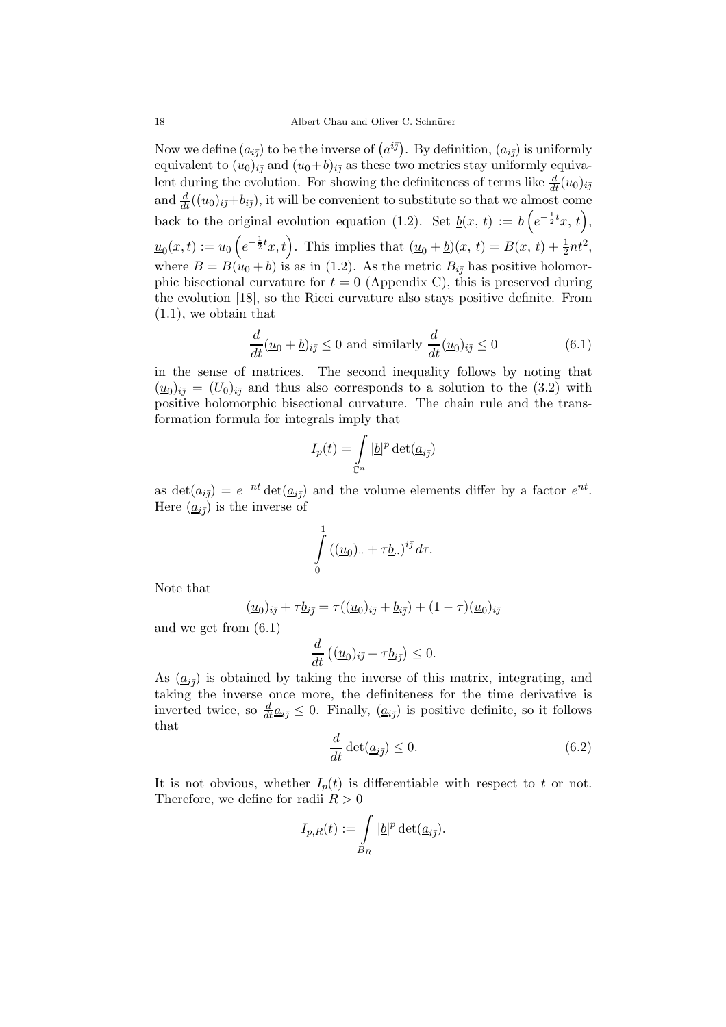Now we define $(a_{i\bar{j}})$ to be the inverse of $(a^{i\bar{j}})$. By definition, $(a_{i\bar{j}})$ is uniformly equivalent to $(u_0)_{i\bar{j}}$ and $(u_0+b)_{i\bar{j}}$ as these two metrics stay uniformly equivalent during the evolution. For showing the definiteness of terms like $\frac{d}{dt}(u_0)_{i\bar{j}}$ and $\frac{d}{dt}((u_0)_{i\bar{j}}+b_{i\bar{j}})$, it will be convenient to substitute so that we almost come back to the original evolution equation (1.2). Set $\underline{b}(x,\,t) := b\left(e^{-\frac{1}{2}t}x,\,t\right)$, $\underline{u}_0(x,t) := u_0\left(e^{-\frac{1}{2}t}x,t\right)$. This implies that $(\underline{u}_0+\underline{b})(x,\,t) = B(x,\,t)+\frac{1}{2}nt^2$, where $B = B(u_0+b)$ is as in (1.2). As the metric $B_{i\bar{j}}$ has positive holomorphic bisectional curvature for $t=0$ (Appendix C), this is preserved during the evolution [18], so the Ricci curvature also stays positive definite. From (1.1), we obtain that

$$\frac{d}{dt}(\underline{u}_0+\underline{b})_{i\bar{j}} \le 0 \text{ and similarly } \frac{d}{dt}(\underline{u}_0)_{i\bar{j}} \le 0 \tag{6.1}$$

in the sense of matrices. The second inequality follows by noting that $(\underline{u}_0)_{i\bar{j}} = (U_0)_{i\bar{j}}$ and thus also corresponds to a solution to the (3.2) with positive holomorphic bisectional curvature. The chain rule and the transformation formula for integrals imply that

$$I_p(t) = \int\limits_{\mathbb{C}^n} |\underline{b}|^p \det(\underline{a}_{i\bar{j}})$$

as $\det(a_{i\bar{j}}) = e^{-nt}\det(\underline{a}_{i\bar{j}})$ and the volume elements differ by a factor $e^{nt}$. Here $(\underline{a}_{i\bar{j}})$ is the inverse of

$$\int\limits_0^1 \left((\underline{u}_0)_{\cdot\cdot}+\tau\underline{b}_{\cdot\cdot}\right)^{i\bar{j}}\,d\tau.$$

Note that

$$(\underline{u}_0)_{i\bar{j}}+\tau\underline{b}_{i\bar{j}} = \tau((\underline{u}_0)_{i\bar{j}}+\underline{b}_{i\bar{j}})+(1-\tau)(\underline{u}_0)_{i\bar{j}}$$

and we get from (6.1)

$$\frac{d}{dt}\left((\underline{u}_0)_{i\bar{j}}+\tau\underline{b}_{i\bar{j}}\right) \le 0.$$

As $(\underline{a}_{i\bar{j}})$ is obtained by taking the inverse of this matrix, integrating, and taking the inverse once more, the definiteness for the time derivative is inverted twice, so $\frac{d}{dt}\underline{a}_{i\bar{j}} \le 0$. Finally, $(\underline{a}_{i\bar{j}})$ is positive definite, so it follows that

$$\frac{d}{dt}\det(\underline{a}_{i\bar{j}}) \le 0. \tag{6.2}$$

It is not obvious, whether $I_p(t)$ is differentiable with respect to $t$ or not. Therefore, we define for radii $R>0$

$$I_{p,R}(t) := \int\limits_{B_R} |\underline{b}|^p \det(\underline{a}_{i\bar{j}}).$$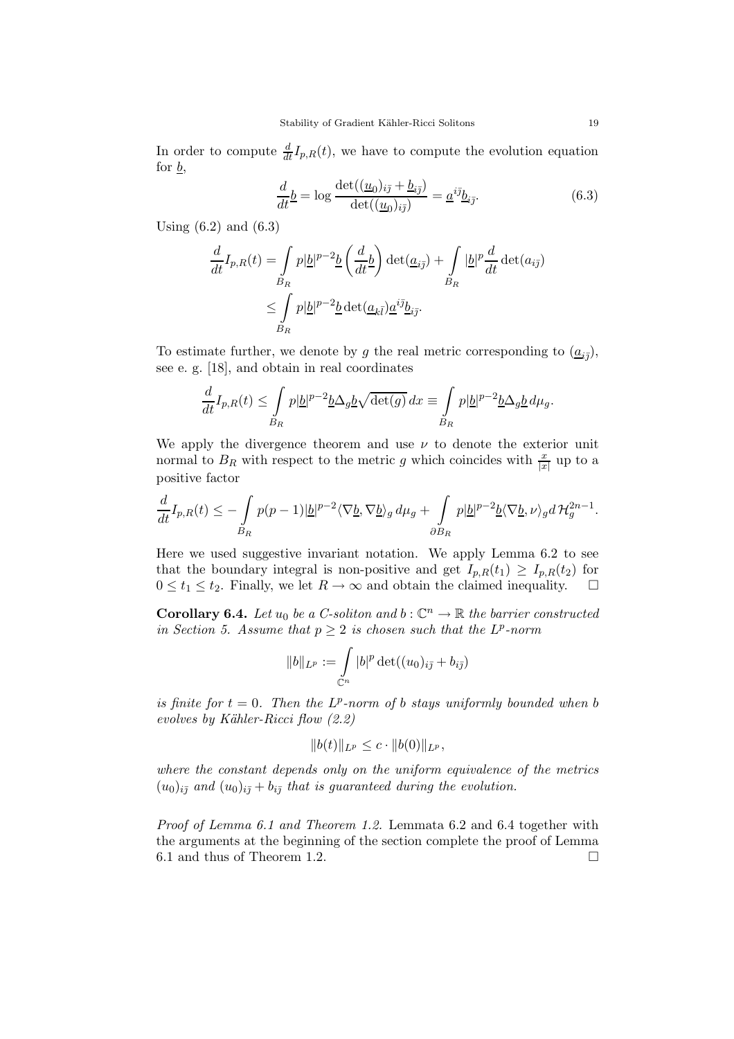In order to compute $\frac{d}{dt}I_{p,R}(t)$, we have to compute the evolution equation for $\underline{b}$,

$$\frac{d}{dt}\underline{b} = \log\frac{\det((\underline{u}_0)_{i\bar{j}} + \underline{b}_{i\bar{j}})}{\det((\underline{u}_0)_{i\bar{j}})} = \underline{a}^{i\bar{j}}\underline{b}_{i\bar{j}}. \tag{6.3}$$

Using (6.2) and (6.3)

$$\begin{aligned}
\frac{d}{dt}I_{p,R}(t) &= \int\limits_{B_R} p|\underline{b}|^{p-2}\underline{b}\left(\frac{d}{dt}\underline{b}\right)\det(\underline{a}_{i\bar{j}}) + \int\limits_{B_R}|\underline{b}|^p\frac{d}{dt}\det(a_{i\bar{j}})\\
&\le \int\limits_{B_R} p|\underline{b}|^{p-2}\underline{b}\det(\underline{a}_{k\bar{l}})\underline{a}^{i\bar{j}}\underline{b}_{i\bar{j}}.
\end{aligned}$$

To estimate further, we denote by $g$ the real metric corresponding to $(\underline{a}_{i\bar{j}})$, see e. g. [18], and obtain in real coordinates

$$\frac{d}{dt}I_{p,R}(t) \le \int\limits_{B_R} p|\underline{b}|^{p-2}\underline{b}\Delta_g\underline{b}\sqrt{\det(g)}\,dx \equiv \int\limits_{B_R} p|\underline{b}|^{p-2}\underline{b}\Delta_g\underline{b}\,d\mu_g.$$

We apply the divergence theorem and use $\nu$ to denote the exterior unit normal to $B_R$ with respect to the metric $g$ which coincides with $\frac{x}{|x|}$ up to a positive factor

$$\frac{d}{dt}I_{p,R}(t) \le -\int\limits_{B_R} p(p-1)|\underline{b}|^{p-2}\langle\nabla\underline{b},\nabla\underline{b}\rangle_g\,d\mu_g + \int\limits_{\partial B_R} p|\underline{b}|^{p-2}\underline{b}\langle\nabla\underline{b},\nu\rangle_g d\,\mathcal{H}^{2n-1}_g.$$

Here we used suggestive invariant notation. We apply Lemma 6.2 to see that the boundary integral is non-positive and get $I_{p,R}(t_1) \ge I_{p,R}(t_2)$ for $0 \le t_1 \le t_2$. Finally, we let $R \to \infty$ and obtain the claimed inequality. $\square$

**Corollary 6.4.** *Let $u_0$ be a C-soliton and $b : \mathbb{C}^n \to \mathbb{R}$ the barrier constructed in Section 5. Assume that $p \ge 2$ is chosen such that the $L^p$-norm*

$$\|b\|_{L^p} := \int\limits_{\mathbb{C}^n} |b|^p\det((u_0)_{i\bar{j}} + b_{i\bar{j}})$$

*is finite for $t = 0$. Then the $L^p$-norm of $b$ stays uniformly bounded when $b$ evolves by Kähler-Ricci flow (2.2)*

$$\|b(t)\|_{L^p} \le c\cdot\|b(0)\|_{L^p},$$

*where the constant depends only on the uniform equivalence of the metrics $(u_0)_{i\bar{j}}$ and $(u_0)_{i\bar{j}} + b_{i\bar{j}}$ that is guaranteed during the evolution.*

*Proof of Lemma 6.1 and Theorem 1.2.* Lemmata 6.2 and 6.4 together with the arguments at the beginning of the section complete the proof of Lemma 6.1 and thus of Theorem 1.2. $\square$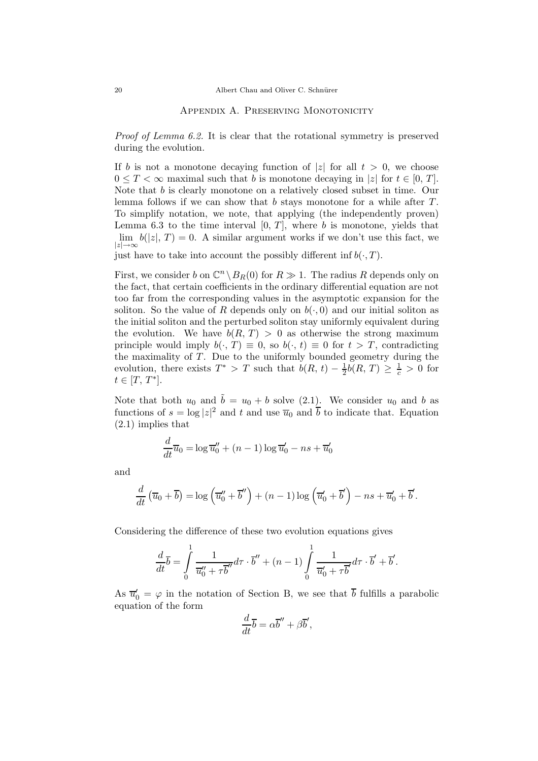## Appendix A. Preserving Monotonicity

*Proof of Lemma 6.2.* It is clear that the rotational symmetry is preserved during the evolution.

If $b$ is not a monotone decaying function of $|z|$ for all $t > 0$, we choose $0 \le T < \infty$ maximal such that $b$ is monotone decaying in $|z|$ for $t \in [0, T]$. Note that $b$ is clearly monotone on a relatively closed subset in time. Our lemma follows if we can show that $b$ stays monotone for a while after $T$. To simplify notation, we note, that applying (the independently proven) Lemma 6.3 to the time interval $[0, T]$, where $b$ is monotone, yields that $\lim\limits_{|z|\to\infty} b(|z|, T) = 0$. A similar argument works if we don't use this fact, we just have to take into account the possibly different $\inf b(\cdot, T)$.

First, we consider $b$ on $\mathbb{C}^n \setminus B_R(0)$ for $R \gg 1$. The radius $R$ depends only on the fact, that certain coefficients in the ordinary differential equation are not too far from the corresponding values in the asymptotic expansion for the soliton. So the value of $R$ depends only on $b(\cdot, 0)$ and our initial soliton as the initial soliton and the perturbed soliton stay uniformly equivalent during the evolution. We have $b(R, T) > 0$ as otherwise the strong maximum principle would imply $b(\cdot, T) \equiv 0$, so $b(\cdot, t) \equiv 0$ for $t > T$, contradicting the maximality of $T$. Due to the uniformly bounded geometry during the evolution, there exists $T^* > T$ such that $b(R, t) - \frac{1}{2} b(R, T) \ge \frac{1}{c} > 0$ for $t \in [T, T^*]$.

Note that both $u_0$ and $\tilde{b} = u_0 + b$ solve (2.1). We consider $u_0$ and $b$ as functions of $s = \log |z|^2$ and $t$ and use $\overline{u}_0$ and $\overline{b}$ to indicate that. Equation (2.1) implies that

$$\frac{d}{dt} \overline{u}_0 = \log \overline{u}_0'' + (n-1) \log \overline{u}_0' - ns + \overline{u}_0'$$

and

$$\frac{d}{dt} \left( \overline{u}_0 + \overline{b} \right) = \log \left( \overline{u}_0'' + \overline{b}'' \right) + (n-1) \log \left( \overline{u}_0' + \overline{b}' \right) - ns + \overline{u}_0' + \overline{b}'.$$

Considering the difference of these two evolution equations gives

$$\frac{d}{dt} \overline{b} = \int\limits_0^1 \frac{1}{\overline{u}_0'' + \tau \overline{b}''} d\tau \cdot \overline{b}'' + (n-1) \int\limits_0^1 \frac{1}{\overline{u}_0' + \tau \overline{b}'} d\tau \cdot \overline{b}' + \overline{b}'.$$

As $\overline{u}_0' = \varphi$ in the notation of Section B, we see that $\overline{b}$ fulfills a parabolic equation of the form

$$\frac{d}{dt} \overline{b} = \alpha \overline{b}'' + \beta \overline{b}',$$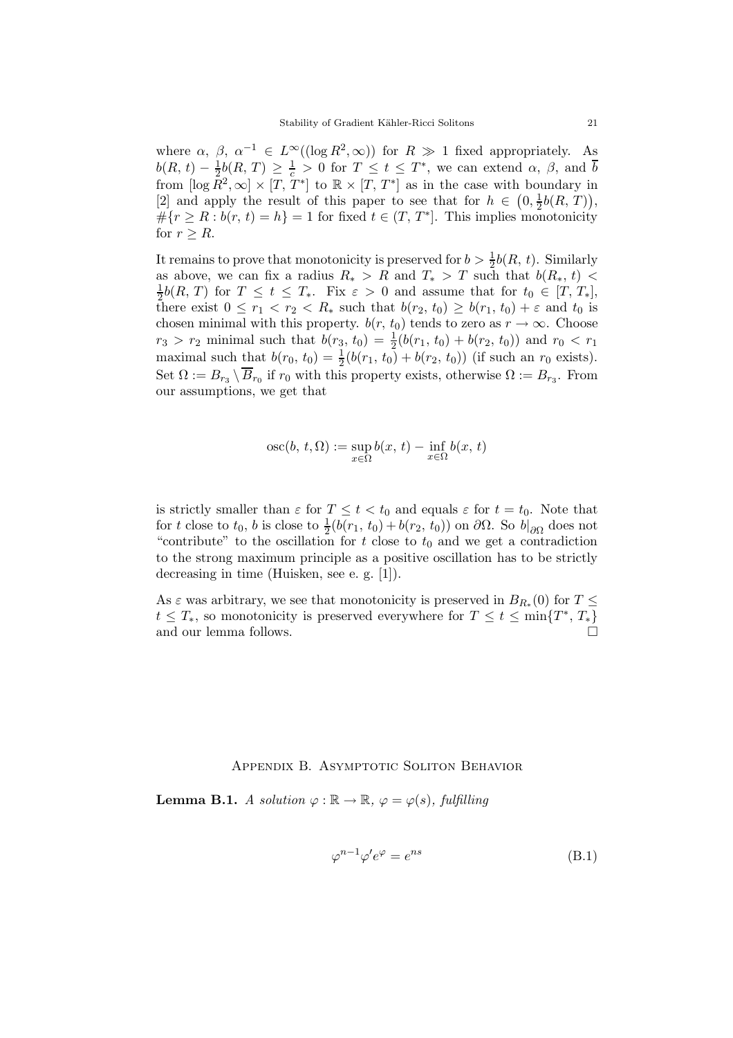where $\alpha$, $\beta$, $\alpha^{-1} \in L^\infty((\log R^2, \infty))$ for $R \gg 1$ fixed appropriately. As $b(R, t) - \frac{1}{2}b(R, T) \geq \frac{1}{c} > 0$ for $T \leq t \leq T^*$, we can extend $\alpha$, $\beta$, and $\overline{b}$ from $[\log R^2, \infty] \times [T, T^*]$ to $\mathbb{R} \times [T, T^*]$ as in the case with boundary in [2] and apply the result of this paper to see that for $h \in \left(0, \frac{1}{2}b(R, T)\right)$, $\#\{r \geq R : b(r, t) = h\} = 1$ for fixed $t \in (T, T^*]$. This implies monotonicity for $r \geq R$.

It remains to prove that monotonicity is preserved for $b > \frac{1}{2}b(R, t)$. Similarly as above, we can fix a radius $R_* > R$ and $T_* > T$ such that $b(R_*, t) < \frac{1}{2}b(R, T)$ for $T \leq t \leq T_*$. Fix $\varepsilon > 0$ and assume that for $t_0 \in [T, T_*]$, there exist $0 \leq r_1 < r_2 < R_*$ such that $b(r_2, t_0) \geq b(r_1, t_0) + \varepsilon$ and $t_0$ is chosen minimal with this property. $b(r, t_0)$ tends to zero as $r \to \infty$. Choose $r_3 > r_2$ minimal such that $b(r_3, t_0) = \frac{1}{2}(b(r_1, t_0) + b(r_2, t_0))$ and $r_0 < r_1$ maximal such that $b(r_0, t_0) = \frac{1}{2}(b(r_1, t_0) + b(r_2, t_0))$ (if such an $r_0$ exists). Set $\Omega := B_{r_3} \setminus \overline{B}_{r_0}$ if $r_0$ with this property exists, otherwise $\Omega := B_{r_3}$. From our assumptions, we get that

$$\operatorname{osc}(b, t, \Omega) := \sup_{x \in \Omega} b(x, t) - \inf_{x \in \Omega} b(x, t)$$

is strictly smaller than $\varepsilon$ for $T \leq t < t_0$ and equals $\varepsilon$ for $t = t_0$. Note that for $t$ close to $t_0$, $b$ is close to $\frac{1}{2}(b(r_1, t_0) + b(r_2, t_0))$ on $\partial\Omega$. So $b|_{\partial\Omega}$ does not "contribute" to the oscillation for $t$ close to $t_0$ and we get a contradiction to the strong maximum principle as a positive oscillation has to be strictly decreasing in time (Huisken, see e. g. [1]).

As $\varepsilon$ was arbitrary, we see that monotonicity is preserved in $B_{R_*}(0)$ for $T \leq t \leq T_*$, so monotonicity is preserved everywhere for $T \leq t \leq \min\{T^*, T_*\}$ and our lemma follows. $\square$

## Appendix B. Asymptotic Soliton Behavior

**Lemma B.1.** *A solution $\varphi : \mathbb{R} \to \mathbb{R}$, $\varphi = \varphi(s)$, fulfilling*

$$\varphi^{n-1}\varphi' e^{\varphi} = e^{ns} \tag{B.1}$$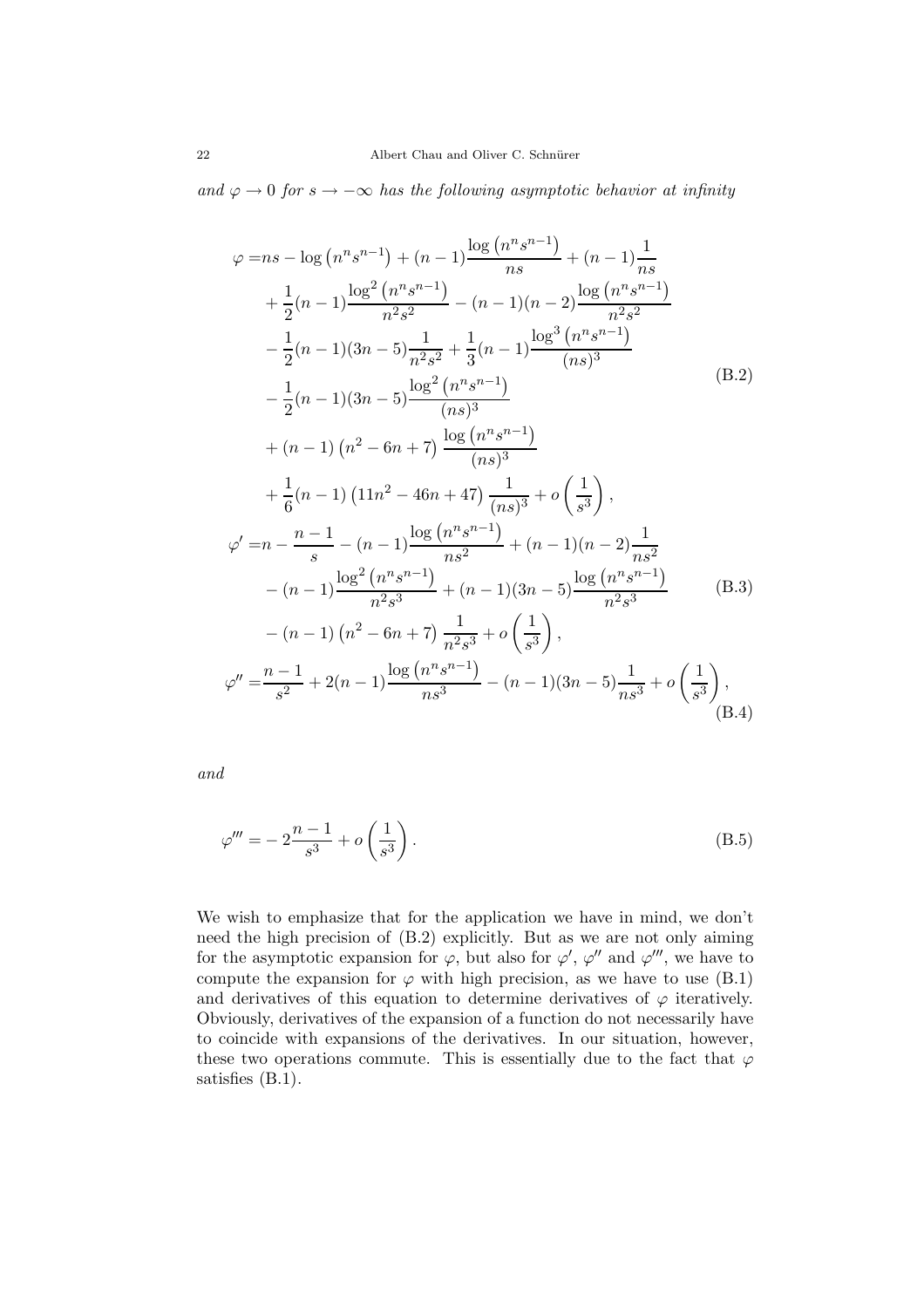*and $\varphi \to 0$ for $s \to -\infty$ has the following asymptotic behavior at infinity*

$$
\begin{aligned}
\varphi =& ns - \log\left(n^n s^{n-1}\right) + (n-1)\frac{\log\left(n^n s^{n-1}\right)}{ns} + (n-1)\frac{1}{ns}\\
&+ \frac{1}{2}(n-1)\frac{\log^2\left(n^n s^{n-1}\right)}{n^2 s^2} - (n-1)(n-2)\frac{\log\left(n^n s^{n-1}\right)}{n^2 s^2}\\
&- \frac{1}{2}(n-1)(3n-5)\frac{1}{n^2 s^2} + \frac{1}{3}(n-1)\frac{\log^3\left(n^n s^{n-1}\right)}{(ns)^3}\\
&- \frac{1}{2}(n-1)(3n-5)\frac{\log^2\left(n^n s^{n-1}\right)}{(ns)^3}\\
&+ (n-1)\left(n^2-6n+7\right)\frac{\log\left(n^n s^{n-1}\right)}{(ns)^3}\\
&+ \frac{1}{6}(n-1)\left(11n^2-46n+47\right)\frac{1}{(ns)^3} + o\left(\frac{1}{s^3}\right),
\end{aligned}
\tag{B.2}
$$

$$
\begin{aligned}
\varphi' =& n - \frac{n-1}{s} - (n-1)\frac{\log\left(n^n s^{n-1}\right)}{ns^2} + (n-1)(n-2)\frac{1}{ns^2}\\
&- (n-1)\frac{\log^2\left(n^n s^{n-1}\right)}{n^2 s^3} + (n-1)(3n-5)\frac{\log\left(n^n s^{n-1}\right)}{n^2 s^3}\\
&- (n-1)\left(n^2-6n+7\right)\frac{1}{n^2 s^3} + o\left(\frac{1}{s^3}\right),
\end{aligned}
\tag{B.3}
$$

$$
\varphi'' = \frac{n-1}{s^2} + 2(n-1)\frac{\log\left(n^n s^{n-1}\right)}{ns^3} - (n-1)(3n-5)\frac{1}{ns^3} + o\left(\frac{1}{s^3}\right),
\tag{B.4}
$$

*and*

$$
\varphi''' = -2\frac{n-1}{s^3} + o\left(\frac{1}{s^3}\right).
\tag{B.5}
$$

We wish to emphasize that for the application we have in mind, we don't need the high precision of (B.2) explicitly. But as we are not only aiming for the asymptotic expansion for $\varphi$, but also for $\varphi'$, $\varphi''$ and $\varphi'''$, we have to compute the expansion for $\varphi$ with high precision, as we have to use (B.1) and derivatives of this equation to determine derivatives of $\varphi$ iteratively. Obviously, derivatives of the expansion of a function do not necessarily have to coincide with expansions of the derivatives. In our situation, however, these two operations commute. This is essentially due to the fact that $\varphi$ satisfies (B.1).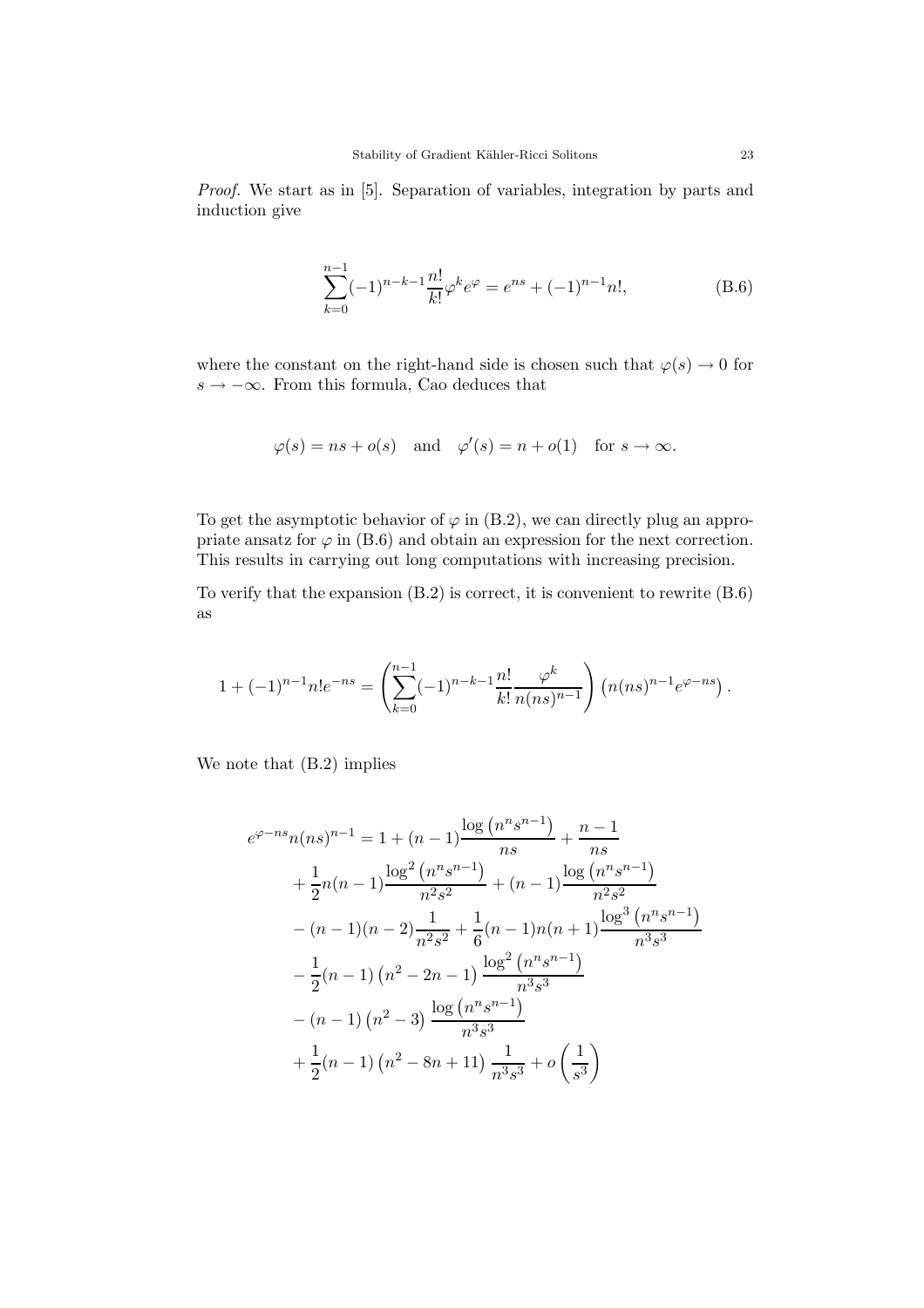*Proof.* We start as in [5]. Separation of variables, integration by parts and induction give

$$\sum_{k=0}^{n-1}(-1)^{n-k-1}\frac{n!}{k!}\varphi^k e^{\varphi} = e^{ns} + (-1)^{n-1}n!, \tag{B.6}$$

where the constant on the right-hand side is chosen such that $\varphi(s) \to 0$ for $s \to -\infty$. From this formula, Cao deduces that

$$\varphi(s) = ns + o(s) \quad \text{and} \quad \varphi'(s) = n + o(1) \quad \text{for } s \to \infty.$$

To get the asymptotic behavior of $\varphi$ in (B.2), we can directly plug an appropriate ansatz for $\varphi$ in (B.6) and obtain an expression for the next correction. This results in carrying out long computations with increasing precision.

To verify that the expansion (B.2) is correct, it is convenient to rewrite (B.6) as

$$1 + (-1)^{n-1}n!e^{-ns} = \left(\sum_{k=0}^{n-1}(-1)^{n-k-1}\frac{n!}{k!}\frac{\varphi^k}{n(ns)^{n-1}}\right)\left(n(ns)^{n-1}e^{\varphi-ns}\right).$$

We note that (B.2) implies

$$\begin{aligned}
e^{\varphi-ns}n(ns)^{n-1} &= 1 + (n-1)\frac{\log\left(n^n s^{n-1}\right)}{ns} + \frac{n-1}{ns} \\
&+ \frac{1}{2}n(n-1)\frac{\log^2\left(n^n s^{n-1}\right)}{n^2s^2} + (n-1)\frac{\log\left(n^n s^{n-1}\right)}{n^2s^2} \\
&- (n-1)(n-2)\frac{1}{n^2s^2} + \frac{1}{6}(n-1)n(n+1)\frac{\log^3\left(n^n s^{n-1}\right)}{n^3s^3} \\
&- \frac{1}{2}(n-1)\left(n^2-2n-1\right)\frac{\log^2\left(n^n s^{n-1}\right)}{n^3s^3} \\
&- (n-1)\left(n^2-3\right)\frac{\log\left(n^n s^{n-1}\right)}{n^3s^3} \\
&+ \frac{1}{2}(n-1)\left(n^2-8n+11\right)\frac{1}{n^3s^3} + o\left(\frac{1}{s^3}\right)
\end{aligned}$$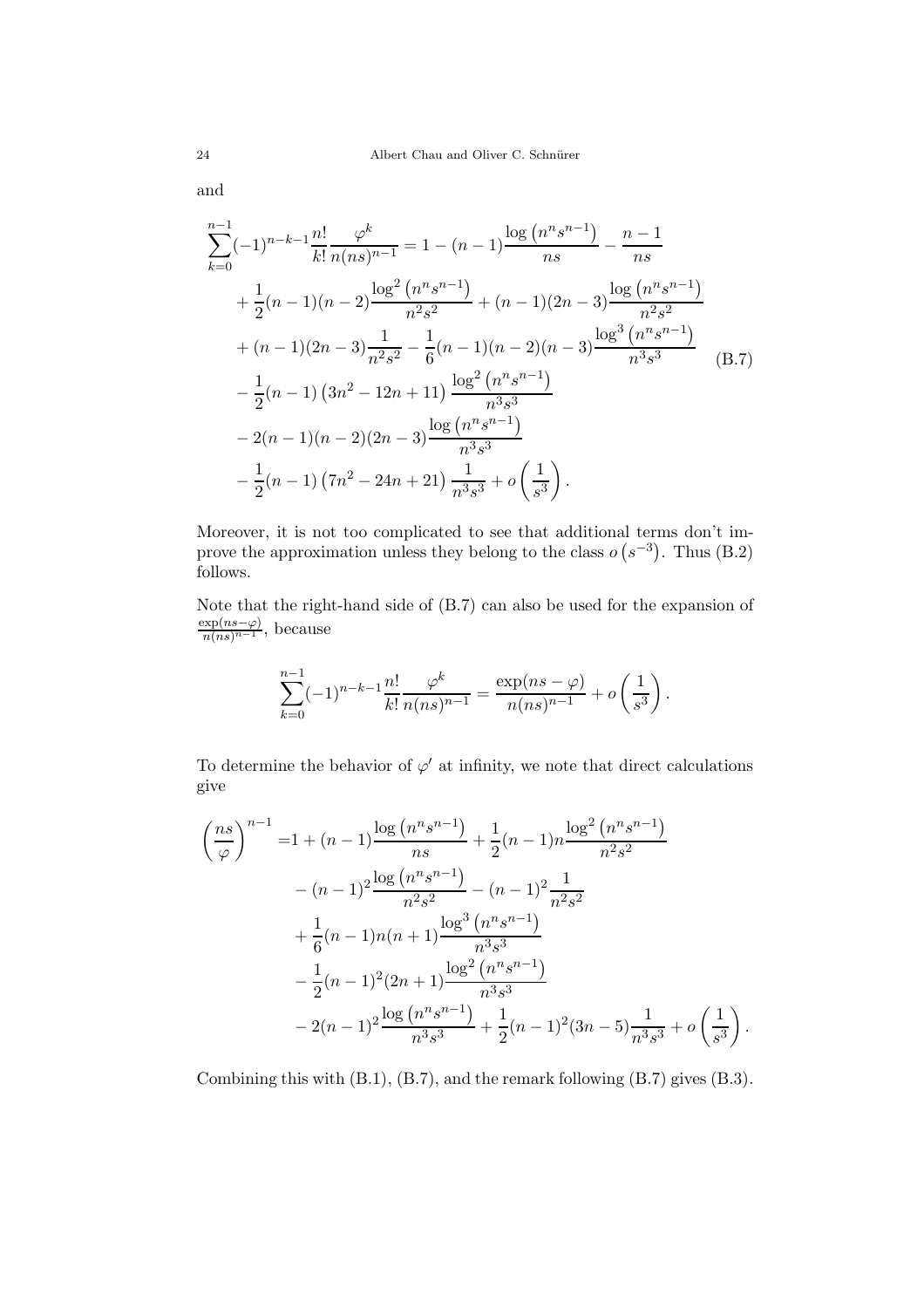and

$$
\begin{aligned}
\sum_{k=0}^{n-1}(-1)^{n-k-1}\frac{n!}{k!}\frac{\varphi^k}{n(ns)^{n-1}} =& 1-(n-1)\frac{\log\left(n^n s^{n-1}\right)}{ns}-\frac{n-1}{ns}\\
&+\frac{1}{2}(n-1)(n-2)\frac{\log^2\left(n^n s^{n-1}\right)}{n^2s^2}+(n-1)(2n-3)\frac{\log\left(n^n s^{n-1}\right)}{n^2s^2}\\
&+(n-1)(2n-3)\frac{1}{n^2s^2}-\frac{1}{6}(n-1)(n-2)(n-3)\frac{\log^3\left(n^n s^{n-1}\right)}{n^3s^3}\\
&-\frac{1}{2}(n-1)\left(3n^2-12n+11\right)\frac{\log^2\left(n^n s^{n-1}\right)}{n^3s^3}\\
&-2(n-1)(n-2)(2n-3)\frac{\log\left(n^n s^{n-1}\right)}{n^3s^3}\\
&-\frac{1}{2}(n-1)\left(7n^2-24n+21\right)\frac{1}{n^3s^3}+o\left(\frac{1}{s^3}\right).
\end{aligned}
\tag{B.7}
$$

Moreover, it is not too complicated to see that additional terms don't improve the approximation unless they belong to the class $o\left(s^{-3}\right)$. Thus (B.2) follows.

Note that the right-hand side of (B.7) can also be used for the expansion of $\frac{\exp(ns-\varphi)}{n(ns)^{n-1}}$, because

$$
\sum_{k=0}^{n-1}(-1)^{n-k-1}\frac{n!}{k!}\frac{\varphi^k}{n(ns)^{n-1}}=\frac{\exp(ns-\varphi)}{n(ns)^{n-1}}+o\left(\frac{1}{s^3}\right).
$$

To determine the behavior of $\varphi'$ at infinity, we note that direct calculations give

$$
\begin{aligned}
\left(\frac{ns}{\varphi}\right)^{n-1} =& 1+(n-1)\frac{\log\left(n^n s^{n-1}\right)}{ns}+\frac{1}{2}(n-1)n\frac{\log^2\left(n^n s^{n-1}\right)}{n^2s^2}\\
&-(n-1)^2\frac{\log\left(n^n s^{n-1}\right)}{n^2s^2}-(n-1)^2\frac{1}{n^2s^2}\\
&+\frac{1}{6}(n-1)n(n+1)\frac{\log^3\left(n^n s^{n-1}\right)}{n^3s^3}\\
&-\frac{1}{2}(n-1)^2(2n+1)\frac{\log^2\left(n^n s^{n-1}\right)}{n^3s^3}\\
&-2(n-1)^2\frac{\log\left(n^n s^{n-1}\right)}{n^3s^3}+\frac{1}{2}(n-1)^2(3n-5)\frac{1}{n^3s^3}+o\left(\frac{1}{s^3}\right).
\end{aligned}
$$

Combining this with (B.1), (B.7), and the remark following (B.7) gives (B.3).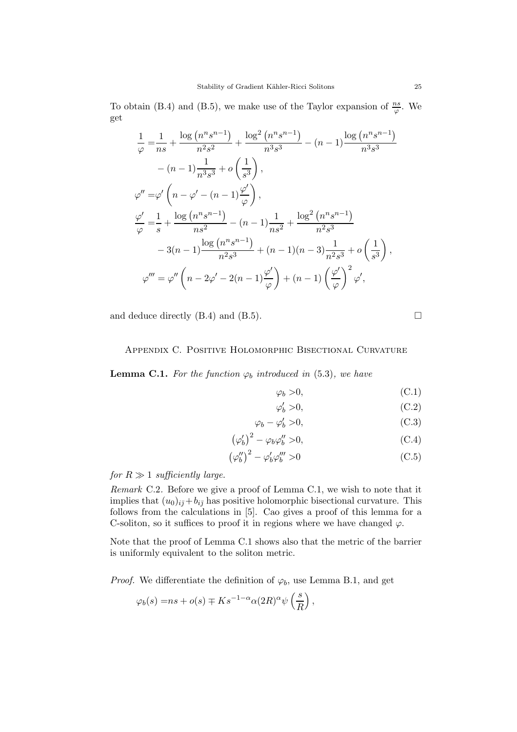To obtain (B.4) and (B.5), we make use of the Taylor expansion of $\frac{ns}{\varphi}$. We get

$$
\begin{aligned}
\frac{1}{\varphi} =& \frac{1}{ns} + \frac{\log\left(n^n s^{n-1}\right)}{n^2 s^2} + \frac{\log^2\left(n^n s^{n-1}\right)}{n^3 s^3} - (n-1)\frac{\log\left(n^n s^{n-1}\right)}{n^3 s^3} \\
& - (n-1)\frac{1}{n^3 s^3} + o\left(\frac{1}{s^3}\right), \\
\varphi'' =& \varphi'\left(n - \varphi' - (n-1)\frac{\varphi'}{\varphi}\right), \\
\frac{\varphi'}{\varphi} =& \frac{1}{s} + \frac{\log\left(n^n s^{n-1}\right)}{ns^2} - (n-1)\frac{1}{ns^2} + \frac{\log^2\left(n^n s^{n-1}\right)}{n^2 s^3} \\
& - 3(n-1)\frac{\log\left(n^n s^{n-1}\right)}{n^2 s^3} + (n-1)(n-3)\frac{1}{n^2 s^3} + o\left(\frac{1}{s^3}\right), \\
\varphi''' =& \varphi''\left(n - 2\varphi' - 2(n-1)\frac{\varphi'}{\varphi}\right) + (n-1)\left(\frac{\varphi'}{\varphi}\right)^2 \varphi',
\end{aligned}
$$

and deduce directly (B.4) and (B.5). □

## Appendix C. Positive Holomorphic Bisectional Curvature

**Lemma C.1.** *For the function $\varphi_b$ introduced in* (5.3)*, we have*

$$\varphi_b > 0, \tag{C.1}$$

$$\varphi_b' > 0, \tag{C.2}$$

$$\varphi_b - \varphi_b' > 0, \tag{C.3}$$

$$\left(\varphi_b'\right)^2 - \varphi_b \varphi_b'' > 0, \tag{C.4}$$

$$\left(\varphi_b''\right)^2 - \varphi_b' \varphi_b''' > 0 \tag{C.5}$$

*for $R \gg 1$ sufficiently large.*

*Remark* C.2. Before we give a proof of Lemma C.1, we wish to note that it implies that $(u_0)_{i\bar{j}} + b_{i\bar{j}}$ has positive holomorphic bisectional curvature. This follows from the calculations in [5]. Cao gives a proof of this lemma for a C-soliton, so it suffices to proof it in regions where we have changed $\varphi$.

Note that the proof of Lemma C.1 shows also that the metric of the barrier is uniformly equivalent to the soliton metric.

*Proof.* We differentiate the definition of $\varphi_b$, use Lemma B.1, and get

$$\varphi_b(s) = ns + o(s) \mp K s^{-1-\alpha} \alpha (2R)^\alpha \psi\left(\frac{s}{R}\right),$$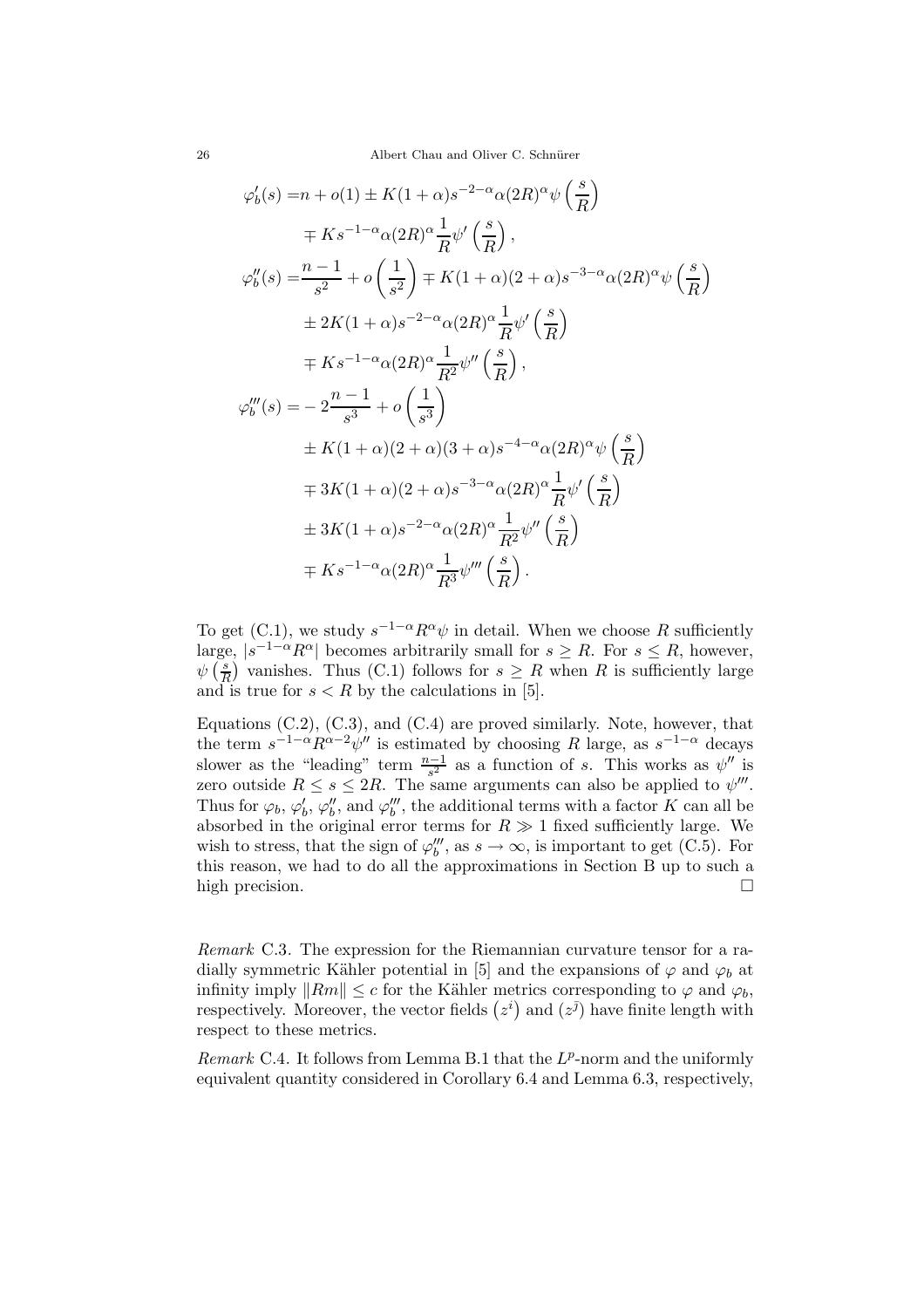$$
\begin{aligned}
\varphi_b'(s) =& n + o(1) \pm K(1+\alpha)s^{-2-\alpha}\alpha(2R)^\alpha\psi\left(\frac{s}{R}\right)\\
&\mp Ks^{-1-\alpha}\alpha(2R)^\alpha\frac{1}{R}\psi'\left(\frac{s}{R}\right),\\
\varphi_b''(s) =& \frac{n-1}{s^2} + o\left(\frac{1}{s^2}\right) \mp K(1+\alpha)(2+\alpha)s^{-3-\alpha}\alpha(2R)^\alpha\psi\left(\frac{s}{R}\right)\\
&\pm 2K(1+\alpha)s^{-2-\alpha}\alpha(2R)^\alpha\frac{1}{R}\psi'\left(\frac{s}{R}\right)\\
&\mp Ks^{-1-\alpha}\alpha(2R)^\alpha\frac{1}{R^2}\psi''\left(\frac{s}{R}\right),\\
\varphi_b'''(s) =& -2\frac{n-1}{s^3} + o\left(\frac{1}{s^3}\right)\\
&\pm K(1+\alpha)(2+\alpha)(3+\alpha)s^{-4-\alpha}\alpha(2R)^\alpha\psi\left(\frac{s}{R}\right)\\
&\mp 3K(1+\alpha)(2+\alpha)s^{-3-\alpha}\alpha(2R)^\alpha\frac{1}{R}\psi'\left(\frac{s}{R}\right)\\
&\pm 3K(1+\alpha)s^{-2-\alpha}\alpha(2R)^\alpha\frac{1}{R^2}\psi''\left(\frac{s}{R}\right)\\
&\mp Ks^{-1-\alpha}\alpha(2R)^\alpha\frac{1}{R^3}\psi'''\left(\frac{s}{R}\right).
\end{aligned}
$$

To get (C.1), we study $s^{-1-\alpha}R^\alpha\psi$ in detail. When we choose $R$ sufficiently large, $|s^{-1-\alpha}R^\alpha|$ becomes arbitrarily small for $s \ge R$. For $s \le R$, however, $\psi\left(\frac{s}{R}\right)$ vanishes. Thus (C.1) follows for $s \ge R$ when $R$ is sufficiently large and is true for $s < R$ by the calculations in [5].

Equations (C.2), (C.3), and (C.4) are proved similarly. Note, however, that the term $s^{-1-\alpha}R^{\alpha-2}\psi''$ is estimated by choosing $R$ large, as $s^{-1-\alpha}$ decays slower as the "leading" term $\frac{n-1}{s^2}$ as a function of $s$. This works as $\psi''$ is zero outside $R \le s \le 2R$. The same arguments can also be applied to $\psi'''$. Thus for $\varphi_b$, $\varphi_b'$, $\varphi_b''$, and $\varphi_b'''$, the additional terms with a factor $K$ can all be absorbed in the original error terms for $R \gg 1$ fixed sufficiently large. We wish to stress, that the sign of $\varphi_b'''$, as $s \to \infty$, is important to get (C.5). For this reason, we had to do all the approximations in Section B up to such a high precision. $\square$

*Remark* C.3. The expression for the Riemannian curvature tensor for a radially symmetric Kähler potential in [5] and the expansions of $\varphi$ and $\varphi_b$ at infinity imply $\|Rm\| \le c$ for the Kähler metrics corresponding to $\varphi$ and $\varphi_b$, respectively. Moreover, the vector fields $\left(z^i\right)$ and $\left(z^{\bar{j}}\right)$ have finite length with respect to these metrics.

*Remark* C.4. It follows from Lemma B.1 that the $L^p$-norm and the uniformly equivalent quantity considered in Corollary 6.4 and Lemma 6.3, respectively,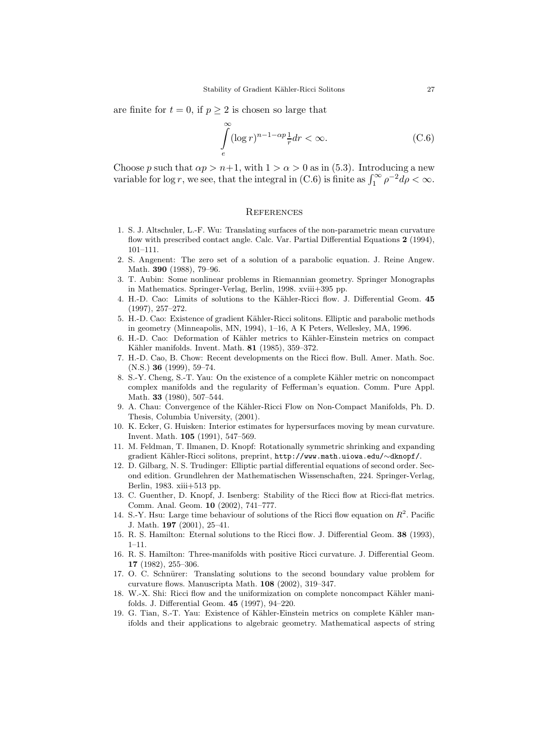are finite for $t = 0$, if $p \geq 2$ is chosen so large that

$$\int\limits_{e}^{\infty} (\log r)^{n-1-\alpha p} \tfrac{1}{r} dr < \infty. \tag{C.6}$$

Choose $p$ such that $\alpha p > n+1$, with $1 > \alpha > 0$ as in (5.3). Introducing a new variable for $\log r$, we see, that the integral in (C.6) is finite as $\int_1^\infty \rho^{-2} d\rho < \infty$.

## References

1. S. J. Altschuler, L.-F. Wu: Translating surfaces of the non-parametric mean curvature flow with prescribed contact angle. Calc. Var. Partial Differential Equations **2** (1994), 101–111.
2. S. Angenent: The zero set of a solution of a parabolic equation. J. Reine Angew. Math. **390** (1988), 79–96.
3. T. Aubin: Some nonlinear problems in Riemannian geometry. Springer Monographs in Mathematics. Springer-Verlag, Berlin, 1998. xviii+395 pp.
4. H.-D. Cao: Limits of solutions to the Kähler-Ricci flow. J. Differential Geom. **45** (1997), 257–272.
5. H.-D. Cao: Existence of gradient Kähler-Ricci solitons. Elliptic and parabolic methods in geometry (Minneapolis, MN, 1994), 1–16, A K Peters, Wellesley, MA, 1996.
6. H.-D. Cao: Deformation of Kähler metrics to Kähler-Einstein metrics on compact Kähler manifolds. Invent. Math. **81** (1985), 359–372.
7. H.-D. Cao, B. Chow: Recent developments on the Ricci flow. Bull. Amer. Math. Soc. (N.S.) **36** (1999), 59–74.
8. S.-Y. Cheng, S.-T. Yau: On the existence of a complete Kähler metric on noncompact complex manifolds and the regularity of Fefferman's equation. Comm. Pure Appl. Math. **33** (1980), 507–544.
9. A. Chau: Convergence of the Kähler-Ricci Flow on Non-Compact Manifolds, Ph. D. Thesis, Columbia University, (2001).
10. K. Ecker, G. Huisken: Interior estimates for hypersurfaces moving by mean curvature. Invent. Math. **105** (1991), 547–569.
11. M. Feldman, T. Ilmanen, D. Knopf: Rotationally symmetric shrinking and expanding gradient Kähler-Ricci solitons, preprint, `http://www.math.uiowa.edu/∼dknopf/`.
12. D. Gilbarg, N. S. Trudinger: Elliptic partial differential equations of second order. Second edition. Grundlehren der Mathematischen Wissenschaften, 224. Springer-Verlag, Berlin, 1983. xiii+513 pp.
13. C. Guenther, D. Knopf, J. Isenberg: Stability of the Ricci flow at Ricci-flat metrics. Comm. Anal. Geom. **10** (2002), 741–777.
14. S.-Y. Hsu: Large time behaviour of solutions of the Ricci flow equation on $R^2$. Pacific J. Math. **197** (2001), 25–41.
15. R. S. Hamilton: Eternal solutions to the Ricci flow. J. Differential Geom. **38** (1993), 1–11.
16. R. S. Hamilton: Three-manifolds with positive Ricci curvature. J. Differential Geom. **17** (1982), 255–306.
17. O. C. Schnürer: Translating solutions to the second boundary value problem for curvature flows. Manuscripta Math. **108** (2002), 319–347.
18. W.-X. Shi: Ricci flow and the uniformization on complete noncompact Kähler manifolds. J. Differential Geom. **45** (1997), 94–220.
19. G. Tian, S.-T. Yau: Existence of Kähler-Einstein metrics on complete Kähler manifolds and their applications to algebraic geometry. Mathematical aspects of string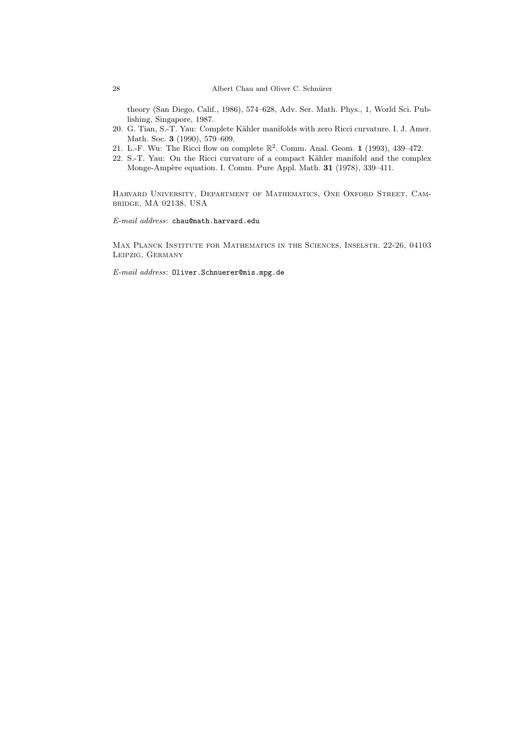theory (San Diego, Calif., 1986), 574–628, Adv. Ser. Math. Phys., 1, World Sci. Publishing, Singapore, 1987.

20. G. Tian, S.-T. Yau: Complete Kähler manifolds with zero Ricci curvature. I. J. Amer. Math. Soc. **3** (1990), 579–609.
21. L.-F. Wu: The Ricci flow on complete $\mathbb{R}^2$. Comm. Anal. Geom. **1** (1993), 439–472.
22. S.-T. Yau: On the Ricci curvature of a compact Kähler manifold and the complex Monge-Ampère equation. I. Comm. Pure Appl. Math. **31** (1978), 339–411.

Harvard University, Department of Mathematics, One Oxford Street, Cambridge, MA 02138, USA

*E-mail address*: chau@math.harvard.edu

Max Planck Institute for Mathematics in the Sciences, Inselstr. 22-26, 04103 Leipzig, Germany

*E-mail address*: Oliver.Schnuerer@mis.mpg.de